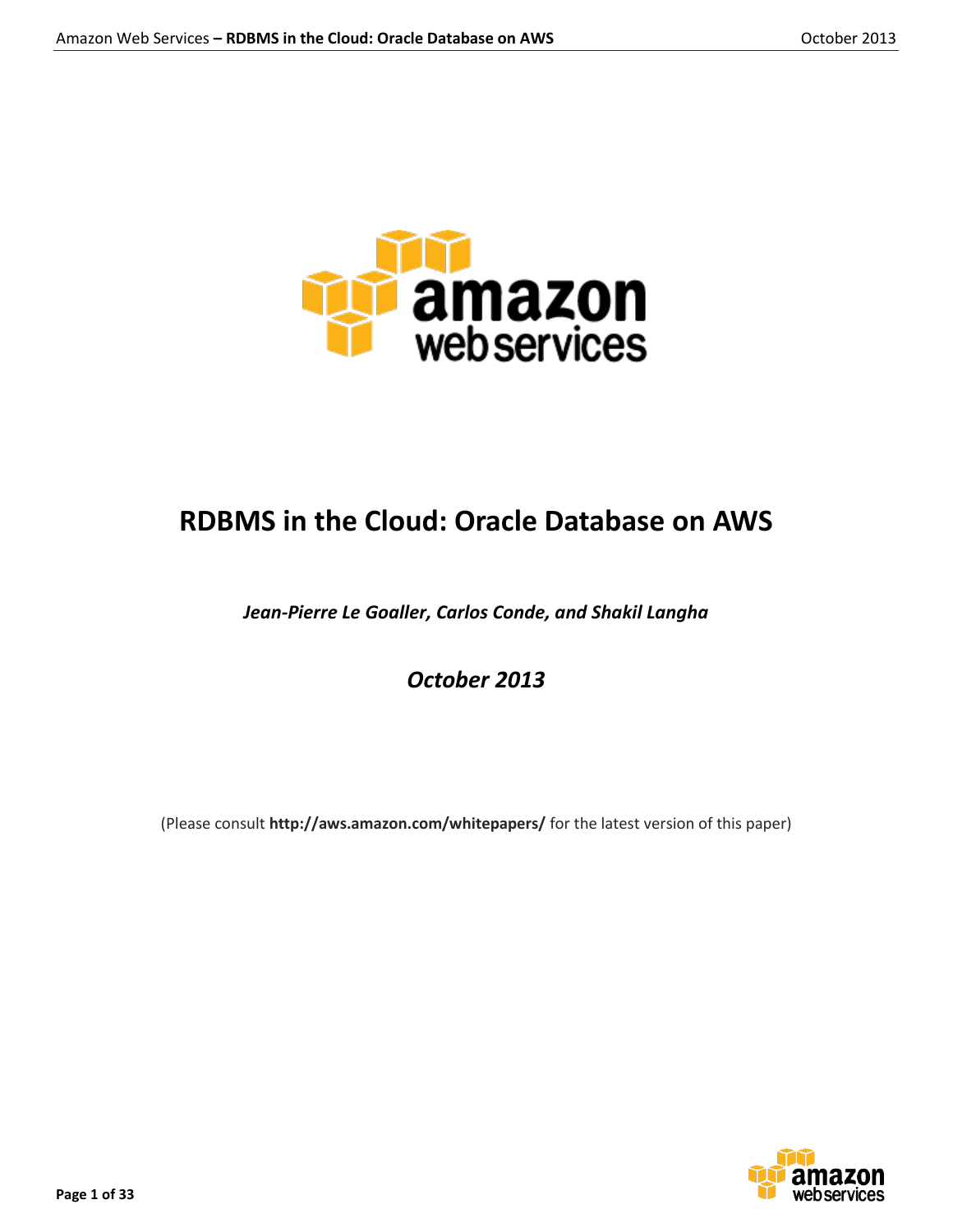# RDBMS in the Cloud: Oracle Database on AWS

*Jean-Pierre Le Goaller, Carlos Conde, and Shakil Langha*

*October 2013*

(Please consult **http://aws.amazon.com/whitepapers/** for the latest version of this paper)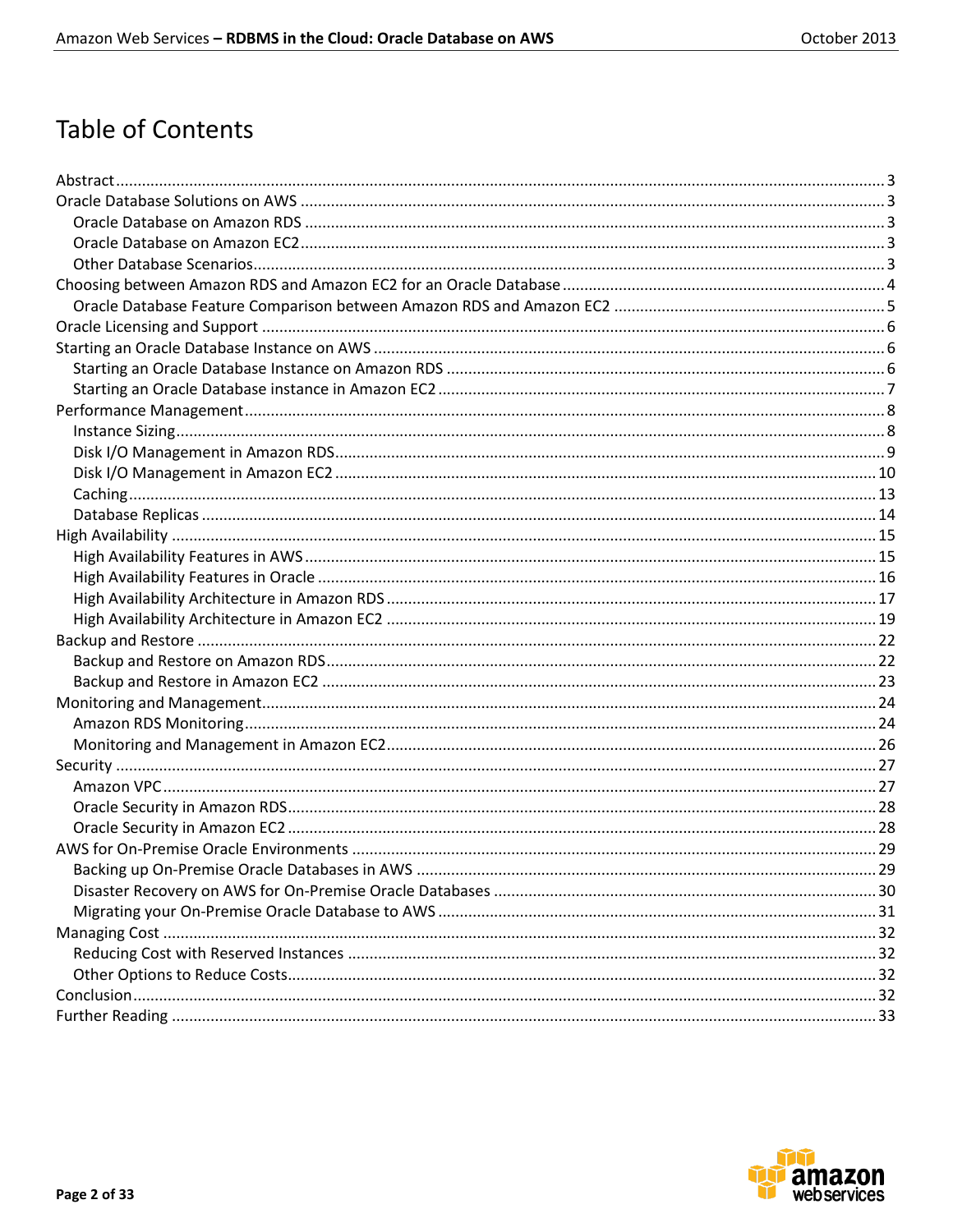# Table of Contents

- Abstract ... 3
- Oracle Database Solutions on AWS ... 3
  - Oracle Database on Amazon RDS ... 3
  - Oracle Database on Amazon EC2 ... 3
  - Other Database Scenarios ... 3
- Choosing between Amazon RDS and Amazon EC2 for an Oracle Database ... 4
  - Oracle Database Feature Comparison between Amazon RDS and Amazon EC2 ... 5
- Oracle Licensing and Support ... 6
- Starting an Oracle Database Instance on AWS ... 6
  - Starting an Oracle Database Instance on Amazon RDS ... 6
  - Starting an Oracle Database instance in Amazon EC2 ... 7
- Performance Management ... 8
  - Instance Sizing ... 8
  - Disk I/O Management in Amazon RDS ... 9
  - Disk I/O Management in Amazon EC2 ... 10
  - Caching ... 13
  - Database Replicas ... 14
- High Availability ... 15
  - High Availability Features in AWS ... 15
  - High Availability Features in Oracle ... 16
  - High Availability Architecture in Amazon RDS ... 17
  - High Availability Architecture in Amazon EC2 ... 19
- Backup and Restore ... 22
  - Backup and Restore on Amazon RDS ... 22
  - Backup and Restore in Amazon EC2 ... 23
- Monitoring and Management ... 24
  - Amazon RDS Monitoring ... 24
  - Monitoring and Management in Amazon EC2 ... 26
- Security ... 27
  - Amazon VPC ... 27
  - Oracle Security in Amazon RDS ... 28
  - Oracle Security in Amazon EC2 ... 28
- AWS for On-Premise Oracle Environments ... 29
  - Backing up On-Premise Oracle Databases in AWS ... 29
  - Disaster Recovery on AWS for On-Premise Oracle Databases ... 30
  - Migrating your On-Premise Oracle Database to AWS ... 31
- Managing Cost ... 32
  - Reducing Cost with Reserved Instances ... 32
  - Other Options to Reduce Costs ... 32
- Conclusion ... 32
- Further Reading ... 33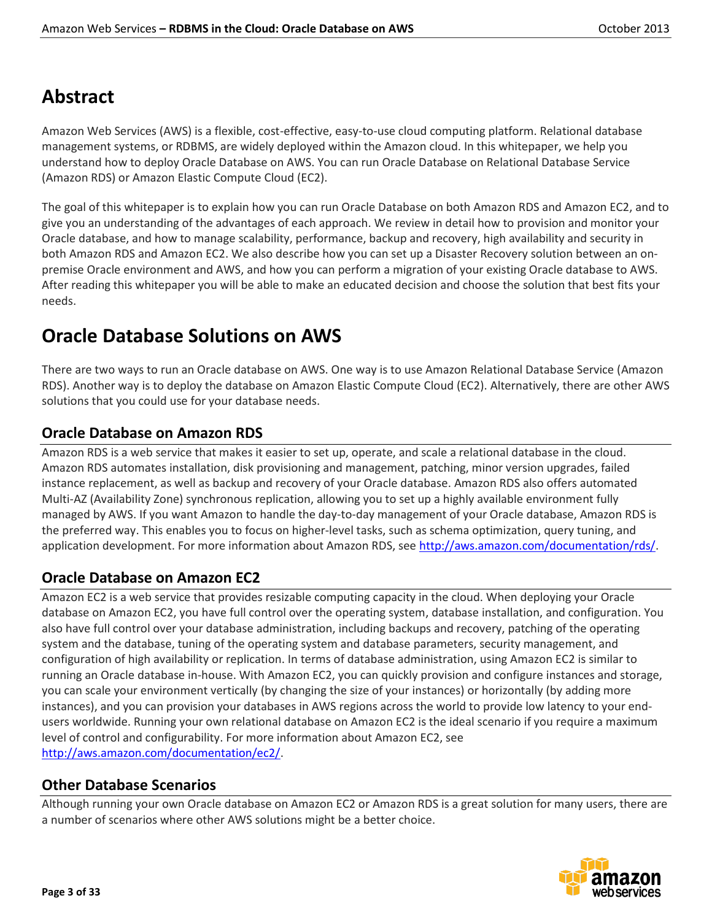# Abstract

Amazon Web Services (AWS) is a flexible, cost-effective, easy-to-use cloud computing platform. Relational database management systems, or RDBMS, are widely deployed within the Amazon cloud. In this whitepaper, we help you understand how to deploy Oracle Database on AWS. You can run Oracle Database on Relational Database Service (Amazon RDS) or Amazon Elastic Compute Cloud (EC2).

The goal of this whitepaper is to explain how you can run Oracle Database on both Amazon RDS and Amazon EC2, and to give you an understanding of the advantages of each approach. We review in detail how to provision and monitor your Oracle database, and how to manage scalability, performance, backup and recovery, high availability and security in both Amazon RDS and Amazon EC2. We also describe how you can set up a Disaster Recovery solution between an on-premise Oracle environment and AWS, and how you can perform a migration of your existing Oracle database to AWS. After reading this whitepaper you will be able to make an educated decision and choose the solution that best fits your needs.

# Oracle Database Solutions on AWS

There are two ways to run an Oracle database on AWS. One way is to use Amazon Relational Database Service (Amazon RDS). Another way is to deploy the database on Amazon Elastic Compute Cloud (EC2). Alternatively, there are other AWS solutions that you could use for your database needs.

## Oracle Database on Amazon RDS

Amazon RDS is a web service that makes it easier to set up, operate, and scale a relational database in the cloud. Amazon RDS automates installation, disk provisioning and management, patching, minor version upgrades, failed instance replacement, as well as backup and recovery of your Oracle database. Amazon RDS also offers automated Multi-AZ (Availability Zone) synchronous replication, allowing you to set up a highly available environment fully managed by AWS. If you want Amazon to handle the day-to-day management of your Oracle database, Amazon RDS is the preferred way. This enables you to focus on higher-level tasks, such as schema optimization, query tuning, and application development. For more information about Amazon RDS, see http://aws.amazon.com/documentation/rds/.

## Oracle Database on Amazon EC2

Amazon EC2 is a web service that provides resizable computing capacity in the cloud. When deploying your Oracle database on Amazon EC2, you have full control over the operating system, database installation, and configuration. You also have full control over your database administration, including backups and recovery, patching of the operating system and the database, tuning of the operating system and database parameters, security management, and configuration of high availability or replication. In terms of database administration, using Amazon EC2 is similar to running an Oracle database in-house. With Amazon EC2, you can quickly provision and configure instances and storage, you can scale your environment vertically (by changing the size of your instances) or horizontally (by adding more instances), and you can provision your databases in AWS regions across the world to provide low latency to your end-users worldwide. Running your own relational database on Amazon EC2 is the ideal scenario if you require a maximum level of control and configurability. For more information about Amazon EC2, see http://aws.amazon.com/documentation/ec2/.

## Other Database Scenarios

Although running your own Oracle database on Amazon EC2 or Amazon RDS is a great solution for many users, there are a number of scenarios where other AWS solutions might be a better choice.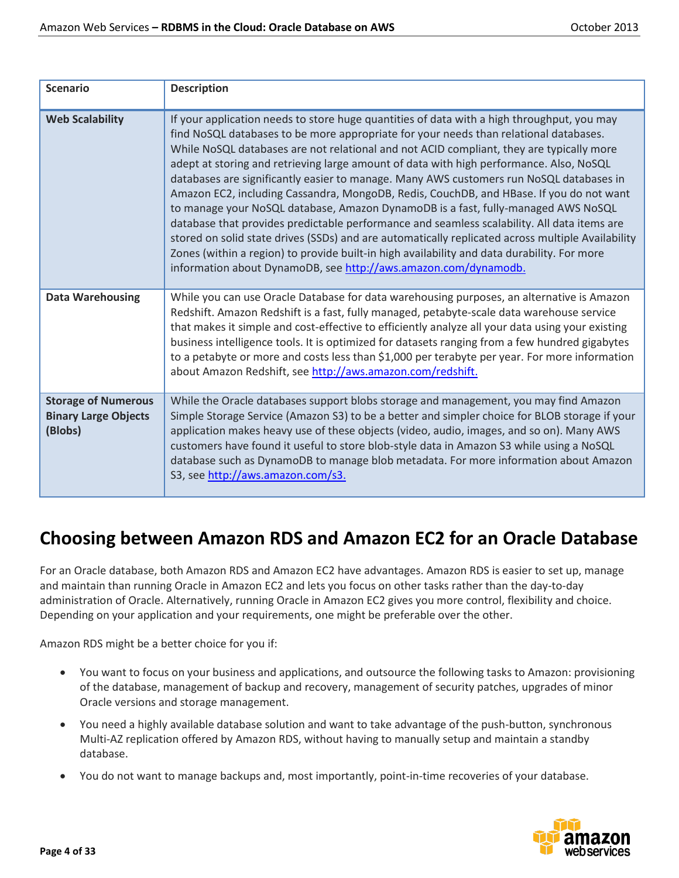| Scenario | Description |
| --- | --- |
| **Web Scalability** | If your application needs to store huge quantities of data with a high throughput, you may find NoSQL databases to be more appropriate for your needs than relational databases. While NoSQL databases are not relational and not ACID compliant, they are typically more adept at storing and retrieving large amount of data with high performance. Also, NoSQL databases are significantly easier to manage. Many AWS customers run NoSQL databases in Amazon EC2, including Cassandra, MongoDB, Redis, CouchDB, and HBase. If you do not want to manage your NoSQL database, Amazon DynamoDB is a fast, fully-managed AWS NoSQL database that provides predictable performance and seamless scalability. All data items are stored on solid state drives (SSDs) and are automatically replicated across multiple Availability Zones (within a region) to provide built-in high availability and data durability. For more information about DynamoDB, see http://aws.amazon.com/dynamodb. |
| **Data Warehousing** | While you can use Oracle Database for data warehousing purposes, an alternative is Amazon Redshift. Amazon Redshift is a fast, fully managed, petabyte-scale data warehouse service that makes it simple and cost-effective to efficiently analyze all your data using your existing business intelligence tools. It is optimized for datasets ranging from a few hundred gigabytes to a petabyte or more and costs less than $1,000 per terabyte per year. For more information about Amazon Redshift, see http://aws.amazon.com/redshift. |
| **Storage of Numerous Binary Large Objects (Blobs)** | While the Oracle databases support blobs storage and management, you may find Amazon Simple Storage Service (Amazon S3) to be a better and simpler choice for BLOB storage if your application makes heavy use of these objects (video, audio, images, and so on). Many AWS customers have found it useful to store blob-style data in Amazon S3 while using a NoSQL database such as DynamoDB to manage blob metadata. For more information about Amazon S3, see http://aws.amazon.com/s3. |

# Choosing between Amazon RDS and Amazon EC2 for an Oracle Database

For an Oracle database, both Amazon RDS and Amazon EC2 have advantages. Amazon RDS is easier to set up, manage and maintain than running Oracle in Amazon EC2 and lets you focus on other tasks rather than the day-to-day administration of Oracle. Alternatively, running Oracle in Amazon EC2 gives you more control, flexibility and choice. Depending on your application and your requirements, one might be preferable over the other.

Amazon RDS might be a better choice for you if:

- You want to focus on your business and applications, and outsource the following tasks to Amazon: provisioning of the database, management of backup and recovery, management of security patches, upgrades of minor Oracle versions and storage management.
- You need a highly available database solution and want to take advantage of the push-button, synchronous Multi-AZ replication offered by Amazon RDS, without having to manually setup and maintain a standby database.
- You do not want to manage backups and, most importantly, point-in-time recoveries of your database.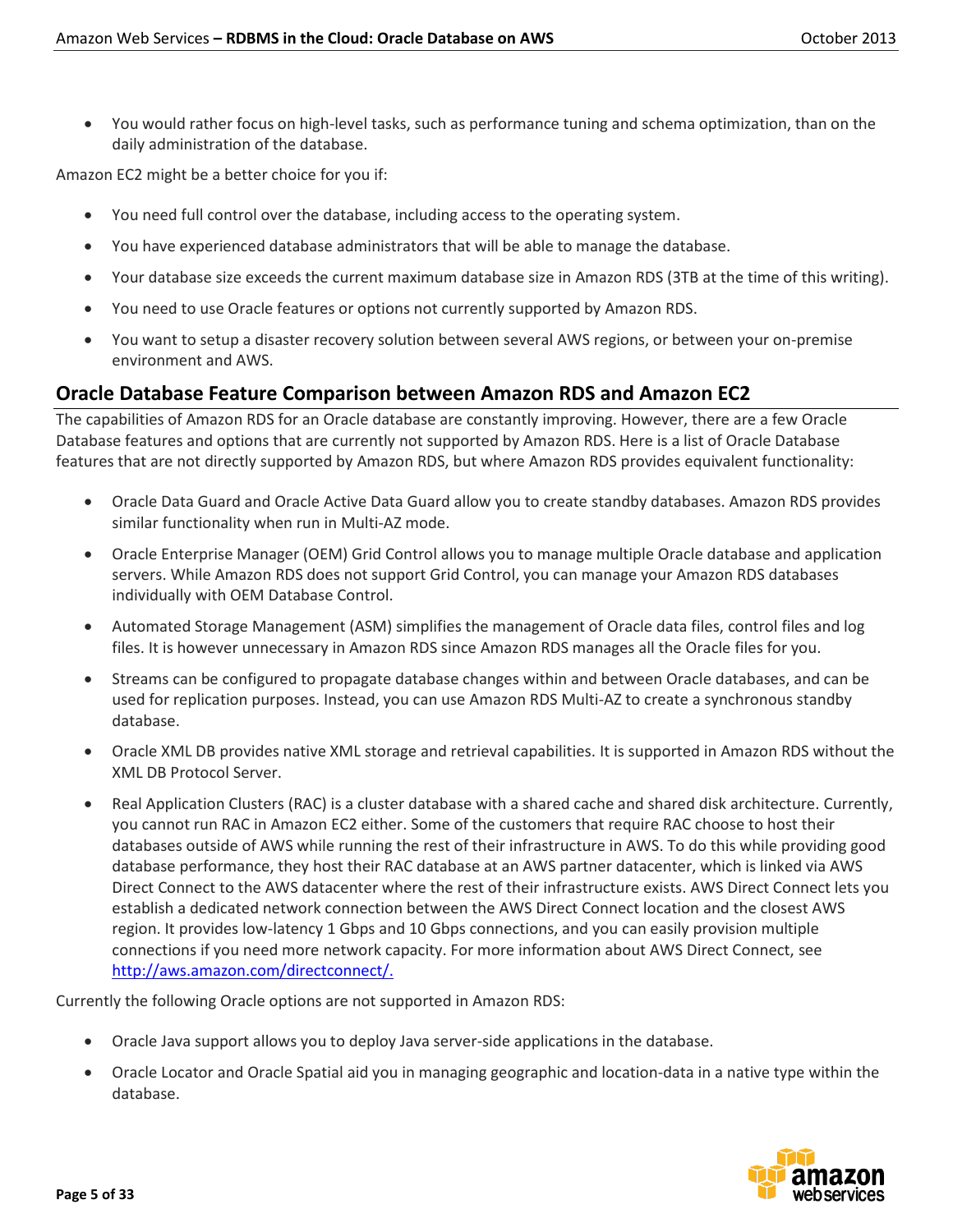- You would rather focus on high-level tasks, such as performance tuning and schema optimization, than on the daily administration of the database.

Amazon EC2 might be a better choice for you if:

- You need full control over the database, including access to the operating system.
- You have experienced database administrators that will be able to manage the database.
- Your database size exceeds the current maximum database size in Amazon RDS (3TB at the time of this writing).
- You need to use Oracle features or options not currently supported by Amazon RDS.
- You want to setup a disaster recovery solution between several AWS regions, or between your on-premise environment and AWS.

## Oracle Database Feature Comparison between Amazon RDS and Amazon EC2

The capabilities of Amazon RDS for an Oracle database are constantly improving. However, there are a few Oracle Database features and options that are currently not supported by Amazon RDS. Here is a list of Oracle Database features that are not directly supported by Amazon RDS, but where Amazon RDS provides equivalent functionality:

- Oracle Data Guard and Oracle Active Data Guard allow you to create standby databases. Amazon RDS provides similar functionality when run in Multi-AZ mode.
- Oracle Enterprise Manager (OEM) Grid Control allows you to manage multiple Oracle database and application servers. While Amazon RDS does not support Grid Control, you can manage your Amazon RDS databases individually with OEM Database Control.
- Automated Storage Management (ASM) simplifies the management of Oracle data files, control files and log files. It is however unnecessary in Amazon RDS since Amazon RDS manages all the Oracle files for you.
- Streams can be configured to propagate database changes within and between Oracle databases, and can be used for replication purposes. Instead, you can use Amazon RDS Multi-AZ to create a synchronous standby database.
- Oracle XML DB provides native XML storage and retrieval capabilities. It is supported in Amazon RDS without the XML DB Protocol Server.
- Real Application Clusters (RAC) is a cluster database with a shared cache and shared disk architecture. Currently, you cannot run RAC in Amazon EC2 either. Some of the customers that require RAC choose to host their databases outside of AWS while running the rest of their infrastructure in AWS. To do this while providing good database performance, they host their RAC database at an AWS partner datacenter, which is linked via AWS Direct Connect to the AWS datacenter where the rest of their infrastructure exists. AWS Direct Connect lets you establish a dedicated network connection between the AWS Direct Connect location and the closest AWS region. It provides low-latency 1 Gbps and 10 Gbps connections, and you can easily provision multiple connections if you need more network capacity. For more information about AWS Direct Connect, see [http://aws.amazon.com/directconnect/.](http://aws.amazon.com/directconnect/)

Currently the following Oracle options are not supported in Amazon RDS:

- Oracle Java support allows you to deploy Java server-side applications in the database.
- Oracle Locator and Oracle Spatial aid you in managing geographic and location-data in a native type within the database.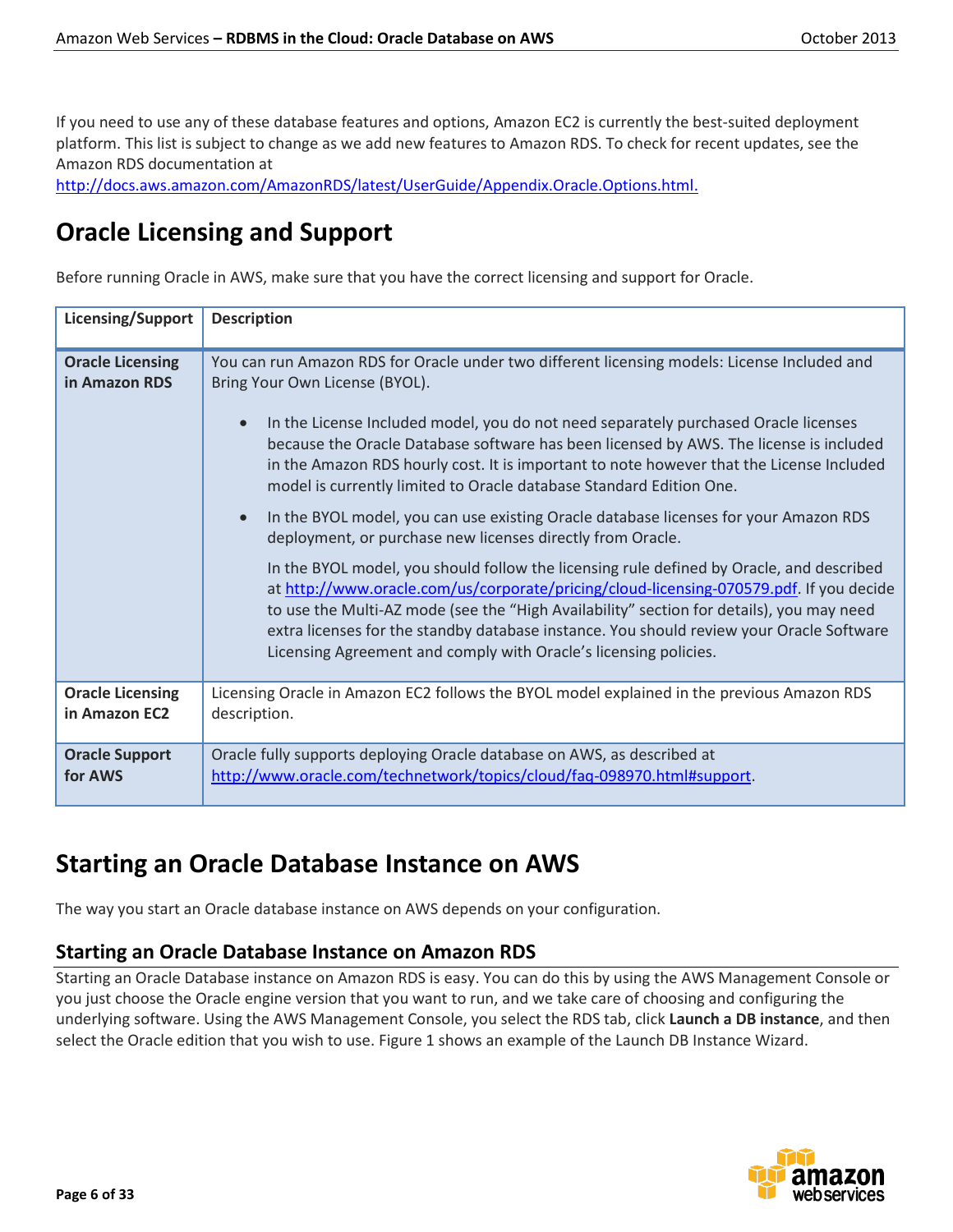If you need to use any of these database features and options, Amazon EC2 is currently the best-suited deployment platform. This list is subject to change as we add new features to Amazon RDS. To check for recent updates, see the Amazon RDS documentation at http://docs.aws.amazon.com/AmazonRDS/latest/UserGuide/Appendix.Oracle.Options.html.

# Oracle Licensing and Support

Before running Oracle in AWS, make sure that you have the correct licensing and support for Oracle.

| Licensing/Support | Description |
|---|---|
| **Oracle Licensing in Amazon RDS** | You can run Amazon RDS for Oracle under two different licensing models: License Included and Bring Your Own License (BYOL).<br><br>• In the License Included model, you do not need separately purchased Oracle licenses because the Oracle Database software has been licensed by AWS. The license is included in the Amazon RDS hourly cost. It is important to note however that the License Included model is currently limited to Oracle database Standard Edition One.<br><br>• In the BYOL model, you can use existing Oracle database licenses for your Amazon RDS deployment, or purchase new licenses directly from Oracle.<br><br>In the BYOL model, you should follow the licensing rule defined by Oracle, and described at http://www.oracle.com/us/corporate/pricing/cloud-licensing-070579.pdf. If you decide to use the Multi-AZ mode (see the "High Availability" section for details), you may need extra licenses for the standby database instance. You should review your Oracle Software Licensing Agreement and comply with Oracle's licensing policies. |
| **Oracle Licensing in Amazon EC2** | Licensing Oracle in Amazon EC2 follows the BYOL model explained in the previous Amazon RDS description. |
| **Oracle Support for AWS** | Oracle fully supports deploying Oracle database on AWS, as described at http://www.oracle.com/technetwork/topics/cloud/faq-098970.html#support. |

# Starting an Oracle Database Instance on AWS

The way you start an Oracle database instance on AWS depends on your configuration.

## Starting an Oracle Database Instance on Amazon RDS

Starting an Oracle Database instance on Amazon RDS is easy. You can do this by using the AWS Management Console or you just choose the Oracle engine version that you want to run, and we take care of choosing and configuring the underlying software. Using the AWS Management Console, you select the RDS tab, click **Launch a DB instance**, and then select the Oracle edition that you wish to use. Figure 1 shows an example of the Launch DB Instance Wizard.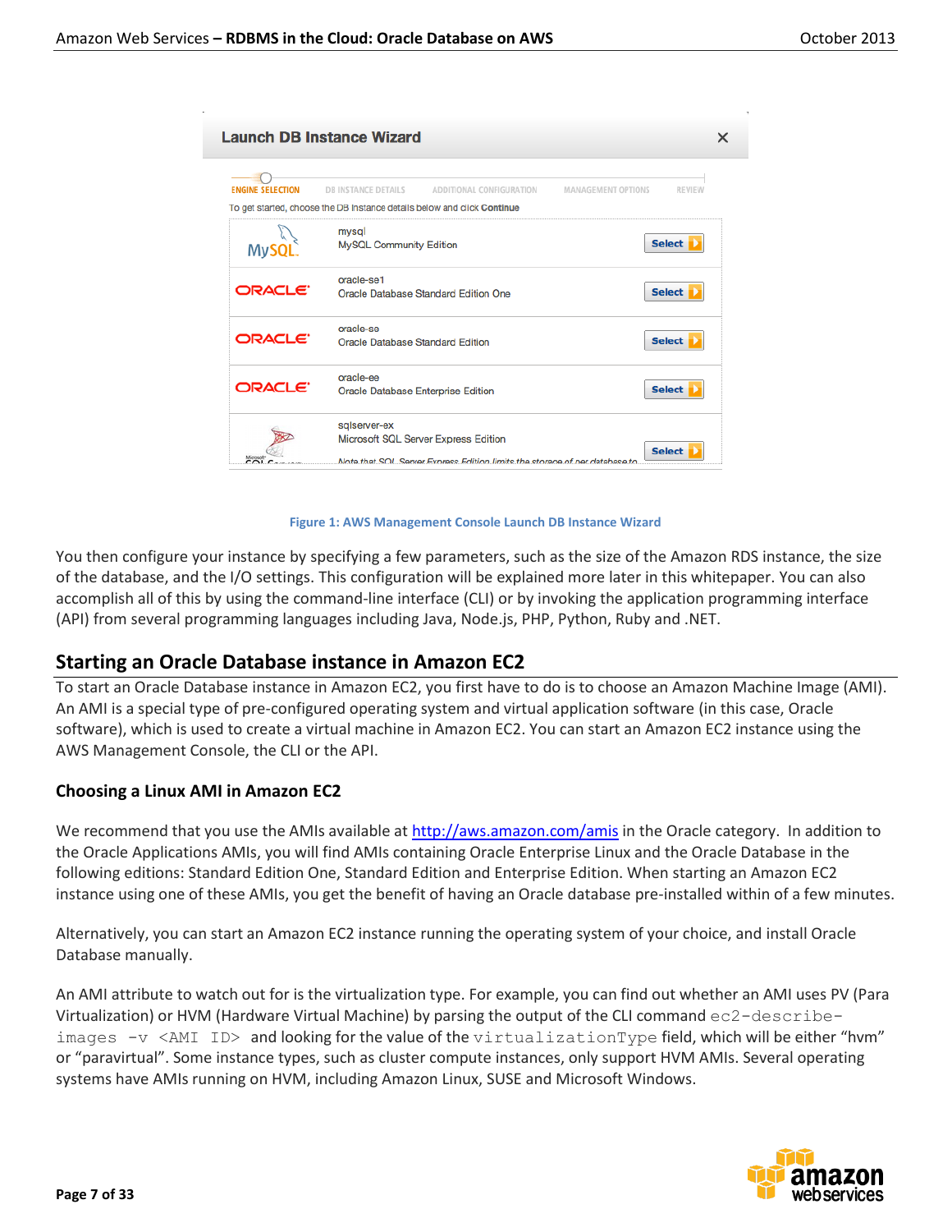Figure 1: AWS Management Console Launch DB Instance Wizard

You then configure your instance by specifying a few parameters, such as the size of the Amazon RDS instance, the size of the database, and the I/O settings. This configuration will be explained more later in this whitepaper. You can also accomplish all of this by using the command-line interface (CLI) or by invoking the application programming interface (API) from several programming languages including Java, Node.js, PHP, Python, Ruby and .NET.

## Starting an Oracle Database instance in Amazon EC2

To start an Oracle Database instance in Amazon EC2, you first have to do is to choose an Amazon Machine Image (AMI). An AMI is a special type of pre-configured operating system and virtual application software (in this case, Oracle software), which is used to create a virtual machine in Amazon EC2. You can start an Amazon EC2 instance using the AWS Management Console, the CLI or the API.

### Choosing a Linux AMI in Amazon EC2

We recommend that you use the AMIs available at http://aws.amazon.com/amis in the Oracle category. In addition to the Oracle Applications AMIs, you will find AMIs containing Oracle Enterprise Linux and the Oracle Database in the following editions: Standard Edition One, Standard Edition and Enterprise Edition. When starting an Amazon EC2 instance using one of these AMIs, you get the benefit of having an Oracle database pre-installed within of a few minutes.

Alternatively, you can start an Amazon EC2 instance running the operating system of your choice, and install Oracle Database manually.

An AMI attribute to watch out for is the virtualization type. For example, you can find out whether an AMI uses PV (Para Virtualization) or HVM (Hardware Virtual Machine) by parsing the output of the CLI command `ec2-describe-images -v <AMI ID>` and looking for the value of the `virtualizationType` field, which will be either “hvm” or “paravirtual”. Some instance types, such as cluster compute instances, only support HVM AMIs. Several operating systems have AMIs running on HVM, including Amazon Linux, SUSE and Microsoft Windows.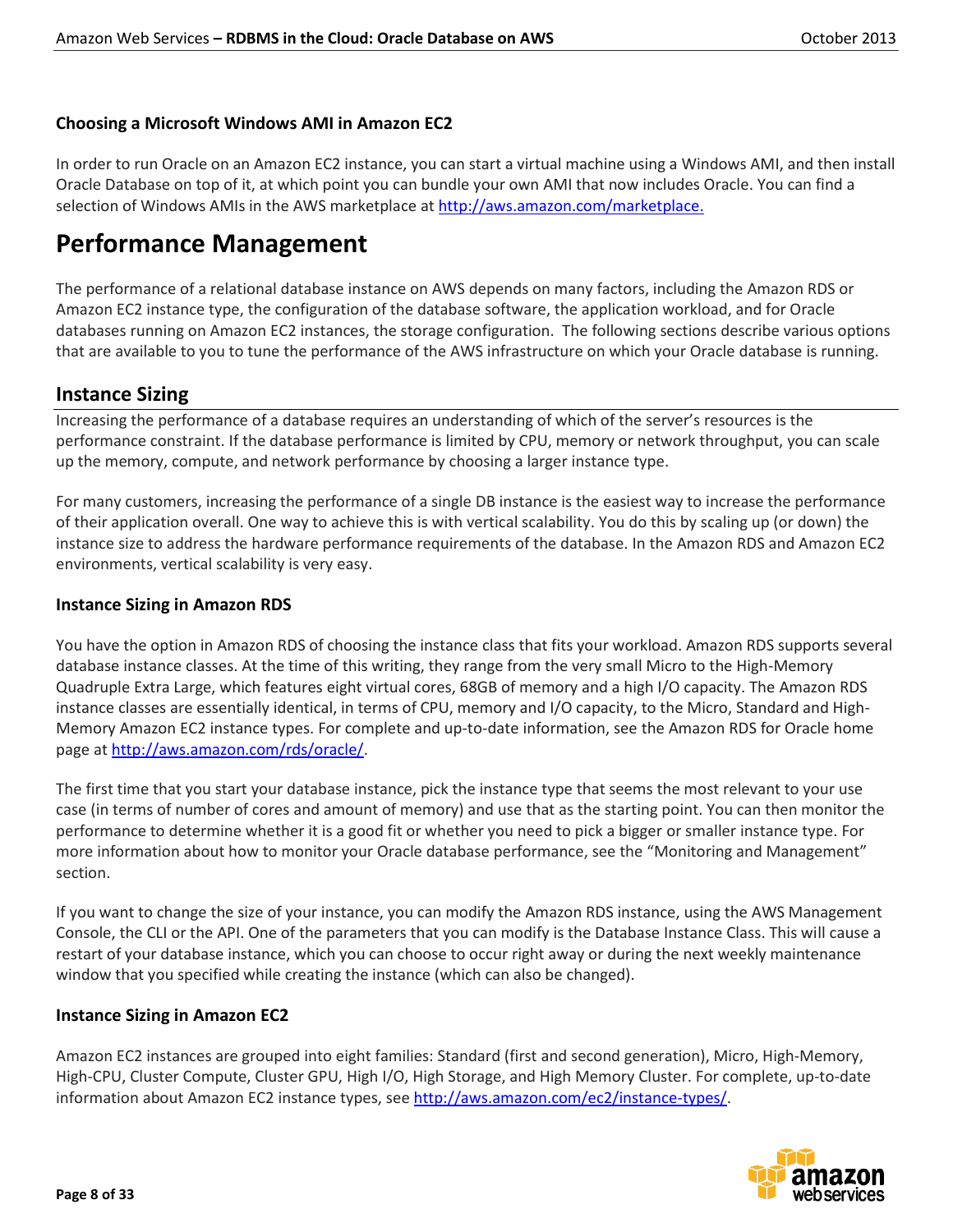### Choosing a Microsoft Windows AMI in Amazon EC2

In order to run Oracle on an Amazon EC2 instance, you can start a virtual machine using a Windows AMI, and then install Oracle Database on top of it, at which point you can bundle your own AMI that now includes Oracle. You can find a selection of Windows AMIs in the AWS marketplace at http://aws.amazon.com/marketplace.

# Performance Management

The performance of a relational database instance on AWS depends on many factors, including the Amazon RDS or Amazon EC2 instance type, the configuration of the database software, the application workload, and for Oracle databases running on Amazon EC2 instances, the storage configuration. The following sections describe various options that are available to you to tune the performance of the AWS infrastructure on which your Oracle database is running.

## Instance Sizing

Increasing the performance of a database requires an understanding of which of the server's resources is the performance constraint. If the database performance is limited by CPU, memory or network throughput, you can scale up the memory, compute, and network performance by choosing a larger instance type.

For many customers, increasing the performance of a single DB instance is the easiest way to increase the performance of their application overall. One way to achieve this is with vertical scalability. You do this by scaling up (or down) the instance size to address the hardware performance requirements of the database. In the Amazon RDS and Amazon EC2 environments, vertical scalability is very easy.

### Instance Sizing in Amazon RDS

You have the option in Amazon RDS of choosing the instance class that fits your workload. Amazon RDS supports several database instance classes. At the time of this writing, they range from the very small Micro to the High-Memory Quadruple Extra Large, which features eight virtual cores, 68GB of memory and a high I/O capacity. The Amazon RDS instance classes are essentially identical, in terms of CPU, memory and I/O capacity, to the Micro, Standard and High-Memory Amazon EC2 instance types. For complete and up-to-date information, see the Amazon RDS for Oracle home page at http://aws.amazon.com/rds/oracle/.

The first time that you start your database instance, pick the instance type that seems the most relevant to your use case (in terms of number of cores and amount of memory) and use that as the starting point. You can then monitor the performance to determine whether it is a good fit or whether you need to pick a bigger or smaller instance type. For more information about how to monitor your Oracle database performance, see the "Monitoring and Management" section.

If you want to change the size of your instance, you can modify the Amazon RDS instance, using the AWS Management Console, the CLI or the API. One of the parameters that you can modify is the Database Instance Class. This will cause a restart of your database instance, which you can choose to occur right away or during the next weekly maintenance window that you specified while creating the instance (which can also be changed).

### Instance Sizing in Amazon EC2

Amazon EC2 instances are grouped into eight families: Standard (first and second generation), Micro, High-Memory, High-CPU, Cluster Compute, Cluster GPU, High I/O, High Storage, and High Memory Cluster. For complete, up-to-date information about Amazon EC2 instance types, see http://aws.amazon.com/ec2/instance-types/.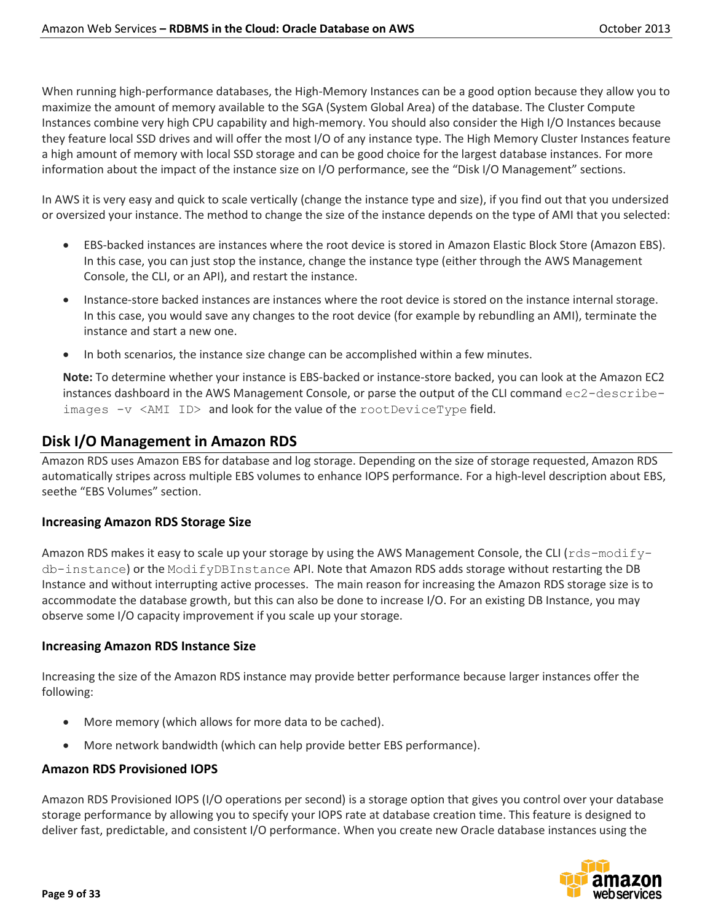When running high-performance databases, the High-Memory Instances can be a good option because they allow you to maximize the amount of memory available to the SGA (System Global Area) of the database. The Cluster Compute Instances combine very high CPU capability and high-memory. You should also consider the High I/O Instances because they feature local SSD drives and will offer the most I/O of any instance type. The High Memory Cluster Instances feature a high amount of memory with local SSD storage and can be good choice for the largest database instances. For more information about the impact of the instance size on I/O performance, see the "Disk I/O Management" sections.

In AWS it is very easy and quick to scale vertically (change the instance type and size), if you find out that you undersized or oversized your instance. The method to change the size of the instance depends on the type of AMI that you selected:

- EBS-backed instances are instances where the root device is stored in Amazon Elastic Block Store (Amazon EBS). In this case, you can just stop the instance, change the instance type (either through the AWS Management Console, the CLI, or an API), and restart the instance.
- Instance-store backed instances are instances where the root device is stored on the instance internal storage. In this case, you would save any changes to the root device (for example by rebundling an AMI), terminate the instance and start a new one.
- In both scenarios, the instance size change can be accomplished within a few minutes.

**Note:** To determine whether your instance is EBS-backed or instance-store backed, you can look at the Amazon EC2 instances dashboard in the AWS Management Console, or parse the output of the CLI command `ec2-describe-images -v <AMI ID>` and look for the value of the `rootDeviceType` field.

## Disk I/O Management in Amazon RDS

Amazon RDS uses Amazon EBS for database and log storage. Depending on the size of storage requested, Amazon RDS automatically stripes across multiple EBS volumes to enhance IOPS performance. For a high-level description about EBS, seethe "EBS Volumes" section.

### Increasing Amazon RDS Storage Size

Amazon RDS makes it easy to scale up your storage by using the AWS Management Console, the CLI (`rds-modify-db-instance`) or the `ModifyDBInstance` API. Note that Amazon RDS adds storage without restarting the DB Instance and without interrupting active processes. The main reason for increasing the Amazon RDS storage size is to accommodate the database growth, but this can also be done to increase I/O. For an existing DB Instance, you may observe some I/O capacity improvement if you scale up your storage.

### Increasing Amazon RDS Instance Size

Increasing the size of the Amazon RDS instance may provide better performance because larger instances offer the following:

- More memory (which allows for more data to be cached).
- More network bandwidth (which can help provide better EBS performance).

### Amazon RDS Provisioned IOPS

Amazon RDS Provisioned IOPS (I/O operations per second) is a storage option that gives you control over your database storage performance by allowing you to specify your IOPS rate at database creation time. This feature is designed to deliver fast, predictable, and consistent I/O performance. When you create new Oracle database instances using the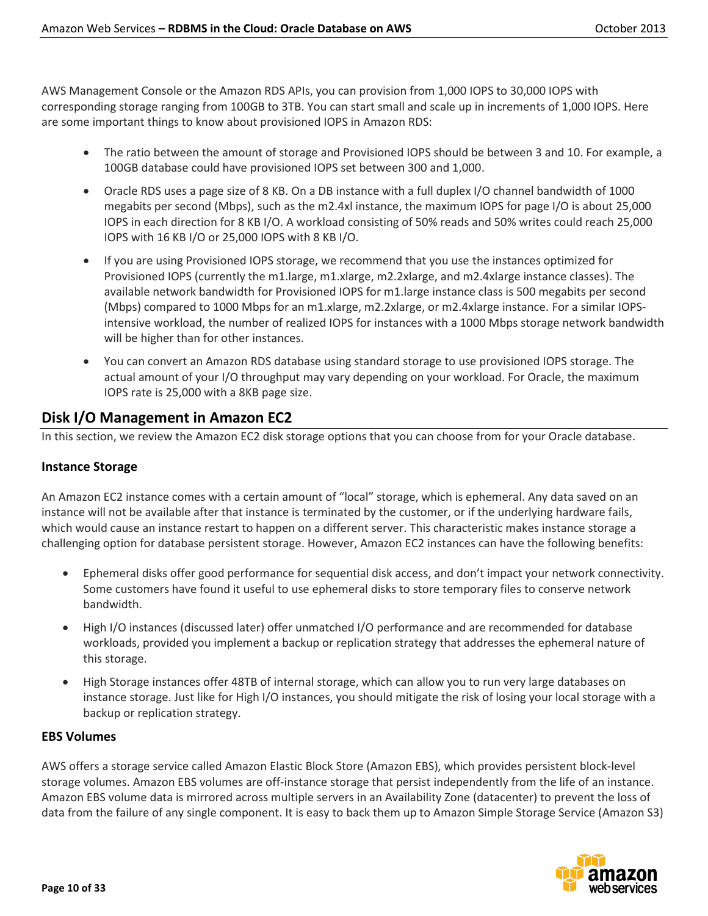AWS Management Console or the Amazon RDS APIs, you can provision from 1,000 IOPS to 30,000 IOPS with corresponding storage ranging from 100GB to 3TB. You can start small and scale up in increments of 1,000 IOPS. Here are some important things to know about provisioned IOPS in Amazon RDS:

- The ratio between the amount of storage and Provisioned IOPS should be between 3 and 10. For example, a 100GB database could have provisioned IOPS set between 300 and 1,000.
- Oracle RDS uses a page size of 8 KB. On a DB instance with a full duplex I/O channel bandwidth of 1000 megabits per second (Mbps), such as the m2.4xl instance, the maximum IOPS for page I/O is about 25,000 IOPS in each direction for 8 KB I/O. A workload consisting of 50% reads and 50% writes could reach 25,000 IOPS with 16 KB I/O or 25,000 IOPS with 8 KB I/O.
- If you are using Provisioned IOPS storage, we recommend that you use the instances optimized for Provisioned IOPS (currently the m1.large, m1.xlarge, m2.2xlarge, and m2.4xlarge instance classes). The available network bandwidth for Provisioned IOPS for m1.large instance class is 500 megabits per second (Mbps) compared to 1000 Mbps for an m1.xlarge, m2.2xlarge, or m2.4xlarge instance. For a similar IOPS-intensive workload, the number of realized IOPS for instances with a 1000 Mbps storage network bandwidth will be higher than for other instances.
- You can convert an Amazon RDS database using standard storage to use provisioned IOPS storage. The actual amount of your I/O throughput may vary depending on your workload. For Oracle, the maximum IOPS rate is 25,000 with a 8KB page size.

## Disk I/O Management in Amazon EC2

In this section, we review the Amazon EC2 disk storage options that you can choose from for your Oracle database.

### Instance Storage

An Amazon EC2 instance comes with a certain amount of “local” storage, which is ephemeral. Any data saved on an instance will not be available after that instance is terminated by the customer, or if the underlying hardware fails, which would cause an instance restart to happen on a different server. This characteristic makes instance storage a challenging option for database persistent storage. However, Amazon EC2 instances can have the following benefits:

- Ephemeral disks offer good performance for sequential disk access, and don’t impact your network connectivity. Some customers have found it useful to use ephemeral disks to store temporary files to conserve network bandwidth.
- High I/O instances (discussed later) offer unmatched I/O performance and are recommended for database workloads, provided you implement a backup or replication strategy that addresses the ephemeral nature of this storage.
- High Storage instances offer 48TB of internal storage, which can allow you to run very large databases on instance storage. Just like for High I/O instances, you should mitigate the risk of losing your local storage with a backup or replication strategy.

### EBS Volumes

AWS offers a storage service called Amazon Elastic Block Store (Amazon EBS), which provides persistent block-level storage volumes. Amazon EBS volumes are off-instance storage that persist independently from the life of an instance. Amazon EBS volume data is mirrored across multiple servers in an Availability Zone (datacenter) to prevent the loss of data from the failure of any single component. It is easy to back them up to Amazon Simple Storage Service (Amazon S3)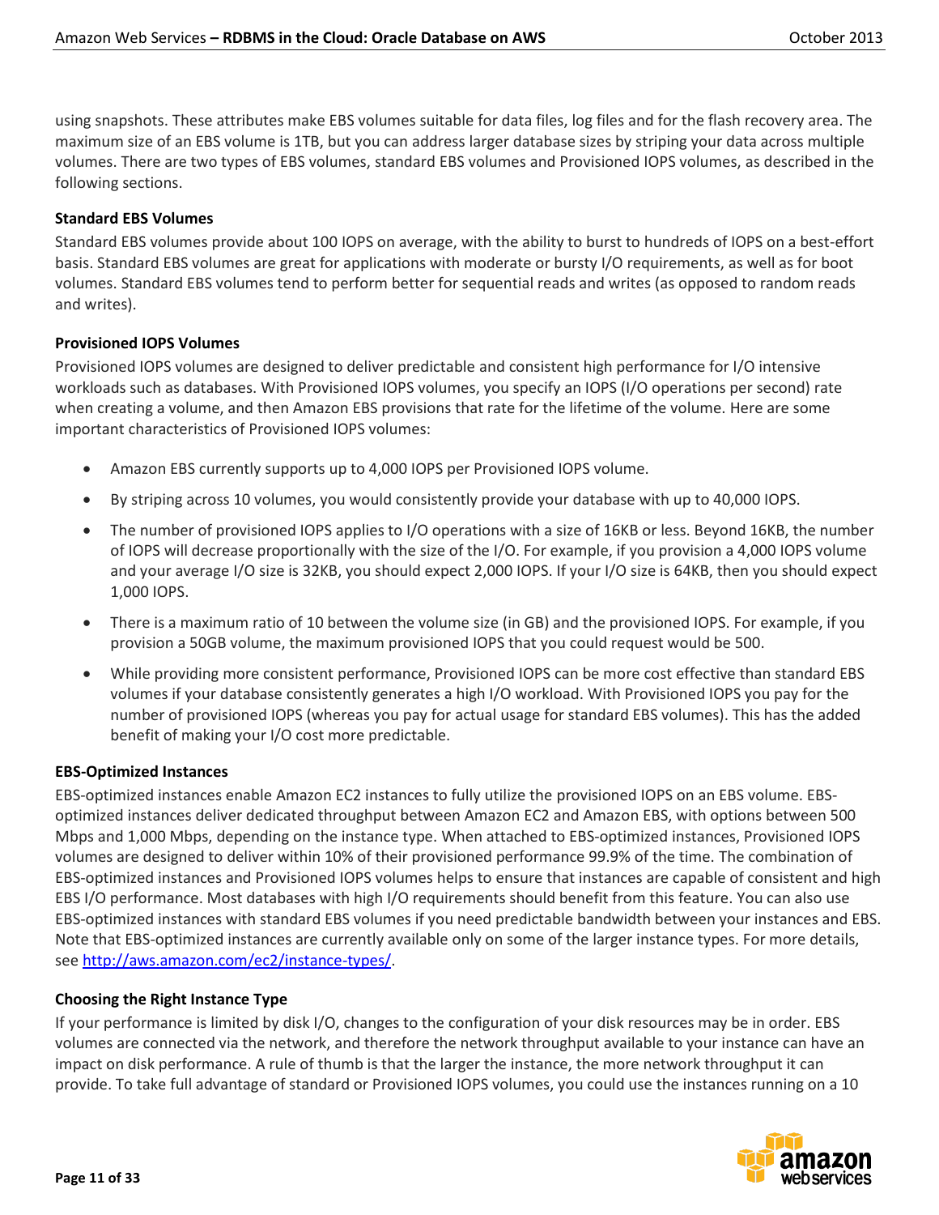using snapshots. These attributes make EBS volumes suitable for data files, log files and for the flash recovery area. The maximum size of an EBS volume is 1TB, but you can address larger database sizes by striping your data across multiple volumes. There are two types of EBS volumes, standard EBS volumes and Provisioned IOPS volumes, as described in the following sections.

### Standard EBS Volumes

Standard EBS volumes provide about 100 IOPS on average, with the ability to burst to hundreds of IOPS on a best-effort basis. Standard EBS volumes are great for applications with moderate or bursty I/O requirements, as well as for boot volumes. Standard EBS volumes tend to perform better for sequential reads and writes (as opposed to random reads and writes).

### Provisioned IOPS Volumes

Provisioned IOPS volumes are designed to deliver predictable and consistent high performance for I/O intensive workloads such as databases. With Provisioned IOPS volumes, you specify an IOPS (I/O operations per second) rate when creating a volume, and then Amazon EBS provisions that rate for the lifetime of the volume. Here are some important characteristics of Provisioned IOPS volumes:

- Amazon EBS currently supports up to 4,000 IOPS per Provisioned IOPS volume.
- By striping across 10 volumes, you would consistently provide your database with up to 40,000 IOPS.
- The number of provisioned IOPS applies to I/O operations with a size of 16KB or less. Beyond 16KB, the number of IOPS will decrease proportionally with the size of the I/O. For example, if you provision a 4,000 IOPS volume and your average I/O size is 32KB, you should expect 2,000 IOPS. If your I/O size is 64KB, then you should expect 1,000 IOPS.
- There is a maximum ratio of 10 between the volume size (in GB) and the provisioned IOPS. For example, if you provision a 50GB volume, the maximum provisioned IOPS that you could request would be 500.
- While providing more consistent performance, Provisioned IOPS can be more cost effective than standard EBS volumes if your database consistently generates a high I/O workload. With Provisioned IOPS you pay for the number of provisioned IOPS (whereas you pay for actual usage for standard EBS volumes). This has the added benefit of making your I/O cost more predictable.

### EBS-Optimized Instances

EBS-optimized instances enable Amazon EC2 instances to fully utilize the provisioned IOPS on an EBS volume. EBS-optimized instances deliver dedicated throughput between Amazon EC2 and Amazon EBS, with options between 500 Mbps and 1,000 Mbps, depending on the instance type. When attached to EBS-optimized instances, Provisioned IOPS volumes are designed to deliver within 10% of their provisioned performance 99.9% of the time. The combination of EBS-optimized instances and Provisioned IOPS volumes helps to ensure that instances are capable of consistent and high EBS I/O performance. Most databases with high I/O requirements should benefit from this feature. You can also use EBS-optimized instances with standard EBS volumes if you need predictable bandwidth between your instances and EBS. Note that EBS-optimized instances are currently available only on some of the larger instance types. For more details, see http://aws.amazon.com/ec2/instance-types/.

### Choosing the Right Instance Type

If your performance is limited by disk I/O, changes to the configuration of your disk resources may be in order. EBS volumes are connected via the network, and therefore the network throughput available to your instance can have an impact on disk performance. A rule of thumb is that the larger the instance, the more network throughput it can provide. To take full advantage of standard or Provisioned IOPS volumes, you could use the instances running on a 10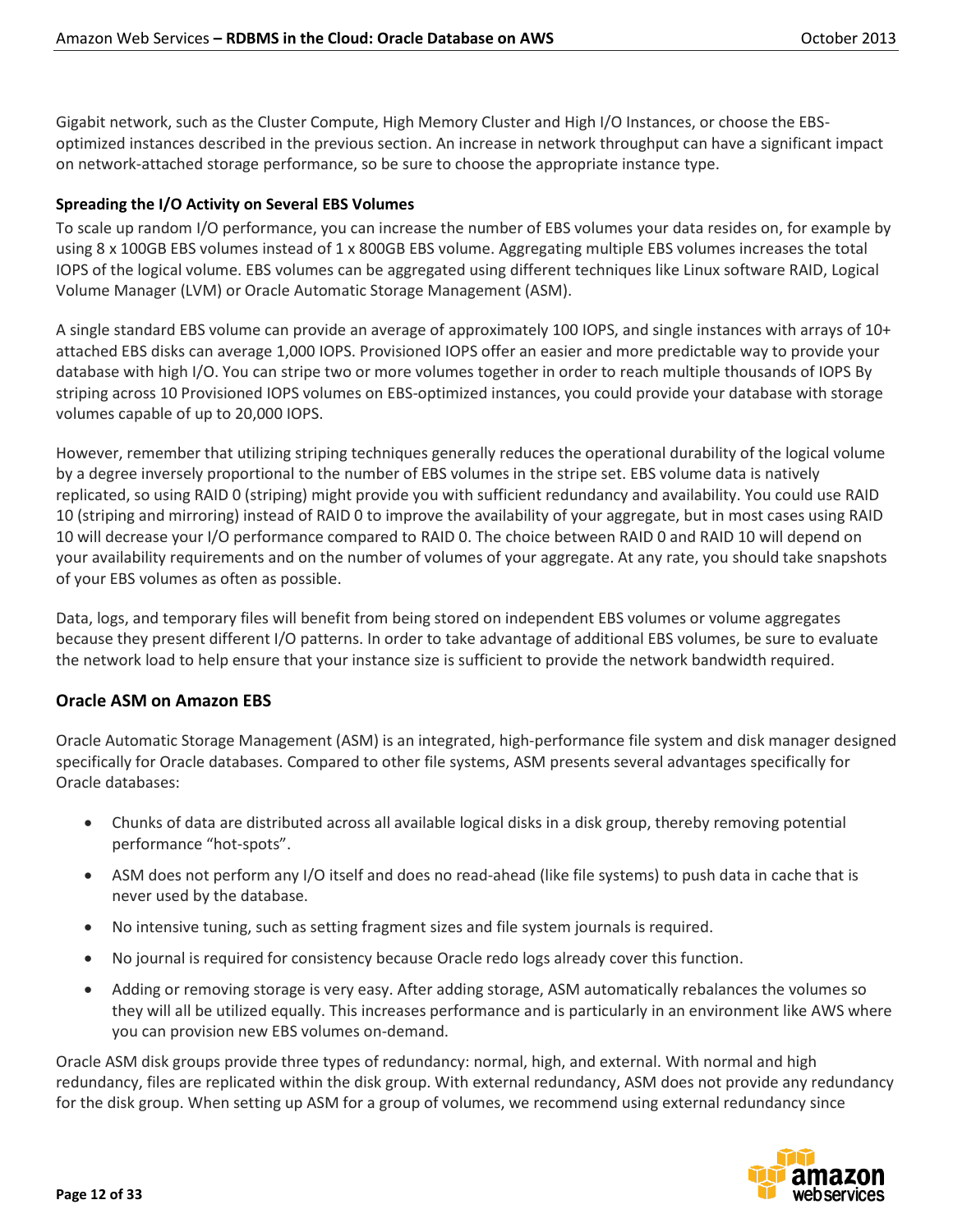Gigabit network, such as the Cluster Compute, High Memory Cluster and High I/O Instances, or choose the EBS-optimized instances described in the previous section. An increase in network throughput can have a significant impact on network-attached storage performance, so be sure to choose the appropriate instance type.

#### Spreading the I/O Activity on Several EBS Volumes

To scale up random I/O performance, you can increase the number of EBS volumes your data resides on, for example by using 8 x 100GB EBS volumes instead of 1 x 800GB EBS volume. Aggregating multiple EBS volumes increases the total IOPS of the logical volume. EBS volumes can be aggregated using different techniques like Linux software RAID, Logical Volume Manager (LVM) or Oracle Automatic Storage Management (ASM).

A single standard EBS volume can provide an average of approximately 100 IOPS, and single instances with arrays of 10+ attached EBS disks can average 1,000 IOPS. Provisioned IOPS offer an easier and more predictable way to provide your database with high I/O. You can stripe two or more volumes together in order to reach multiple thousands of IOPS By striping across 10 Provisioned IOPS volumes on EBS-optimized instances, you could provide your database with storage volumes capable of up to 20,000 IOPS.

However, remember that utilizing striping techniques generally reduces the operational durability of the logical volume by a degree inversely proportional to the number of EBS volumes in the stripe set. EBS volume data is natively replicated, so using RAID 0 (striping) might provide you with sufficient redundancy and availability. You could use RAID 10 (striping and mirroring) instead of RAID 0 to improve the availability of your aggregate, but in most cases using RAID 10 will decrease your I/O performance compared to RAID 0. The choice between RAID 0 and RAID 10 will depend on your availability requirements and on the number of volumes of your aggregate. At any rate, you should take snapshots of your EBS volumes as often as possible.

Data, logs, and temporary files will benefit from being stored on independent EBS volumes or volume aggregates because they present different I/O patterns. In order to take advantage of additional EBS volumes, be sure to evaluate the network load to help ensure that your instance size is sufficient to provide the network bandwidth required.

### Oracle ASM on Amazon EBS

Oracle Automatic Storage Management (ASM) is an integrated, high-performance file system and disk manager designed specifically for Oracle databases. Compared to other file systems, ASM presents several advantages specifically for Oracle databases:

- Chunks of data are distributed across all available logical disks in a disk group, thereby removing potential performance "hot-spots".
- ASM does not perform any I/O itself and does no read-ahead (like file systems) to push data in cache that is never used by the database.
- No intensive tuning, such as setting fragment sizes and file system journals is required.
- No journal is required for consistency because Oracle redo logs already cover this function.
- Adding or removing storage is very easy. After adding storage, ASM automatically rebalances the volumes so they will all be utilized equally. This increases performance and is particularly in an environment like AWS where you can provision new EBS volumes on-demand.

Oracle ASM disk groups provide three types of redundancy: normal, high, and external. With normal and high redundancy, files are replicated within the disk group. With external redundancy, ASM does not provide any redundancy for the disk group. When setting up ASM for a group of volumes, we recommend using external redundancy since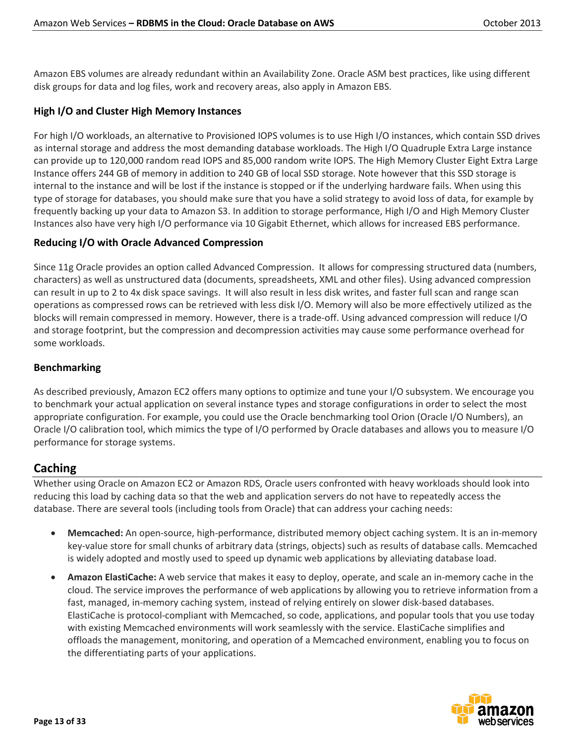Amazon EBS volumes are already redundant within an Availability Zone. Oracle ASM best practices, like using different disk groups for data and log files, work and recovery areas, also apply in Amazon EBS.

### High I/O and Cluster High Memory Instances

For high I/O workloads, an alternative to Provisioned IOPS volumes is to use High I/O instances, which contain SSD drives as internal storage and address the most demanding database workloads. The High I/O Quadruple Extra Large instance can provide up to 120,000 random read IOPS and 85,000 random write IOPS. The High Memory Cluster Eight Extra Large Instance offers 244 GB of memory in addition to 240 GB of local SSD storage. Note however that this SSD storage is internal to the instance and will be lost if the instance is stopped or if the underlying hardware fails. When using this type of storage for databases, you should make sure that you have a solid strategy to avoid loss of data, for example by frequently backing up your data to Amazon S3. In addition to storage performance, High I/O and High Memory Cluster Instances also have very high I/O performance via 10 Gigabit Ethernet, which allows for increased EBS performance.

### Reducing I/O with Oracle Advanced Compression

Since 11g Oracle provides an option called Advanced Compression. It allows for compressing structured data (numbers, characters) as well as unstructured data (documents, spreadsheets, XML and other files). Using advanced compression can result in up to 2 to 4x disk space savings. It will also result in less disk writes, and faster full scan and range scan operations as compressed rows can be retrieved with less disk I/O. Memory will also be more effectively utilized as the blocks will remain compressed in memory. However, there is a trade-off. Using advanced compression will reduce I/O and storage footprint, but the compression and decompression activities may cause some performance overhead for some workloads.

### Benchmarking

As described previously, Amazon EC2 offers many options to optimize and tune your I/O subsystem. We encourage you to benchmark your actual application on several instance types and storage configurations in order to select the most appropriate configuration. For example, you could use the Oracle benchmarking tool Orion (Oracle I/O Numbers), an Oracle I/O calibration tool, which mimics the type of I/O performed by Oracle databases and allows you to measure I/O performance for storage systems.

## Caching

Whether using Oracle on Amazon EC2 or Amazon RDS, Oracle users confronted with heavy workloads should look into reducing this load by caching data so that the web and application servers do not have to repeatedly access the database. There are several tools (including tools from Oracle) that can address your caching needs:

- **Memcached:** An open-source, high-performance, distributed memory object caching system. It is an in-memory key-value store for small chunks of arbitrary data (strings, objects) such as results of database calls. Memcached is widely adopted and mostly used to speed up dynamic web applications by alleviating database load.
- **Amazon ElastiCache:** A web service that makes it easy to deploy, operate, and scale an in-memory cache in the cloud. The service improves the performance of web applications by allowing you to retrieve information from a fast, managed, in-memory caching system, instead of relying entirely on slower disk-based databases. ElastiCache is protocol-compliant with Memcached, so code, applications, and popular tools that you use today with existing Memcached environments will work seamlessly with the service. ElastiCache simplifies and offloads the management, monitoring, and operation of a Memcached environment, enabling you to focus on the differentiating parts of your applications.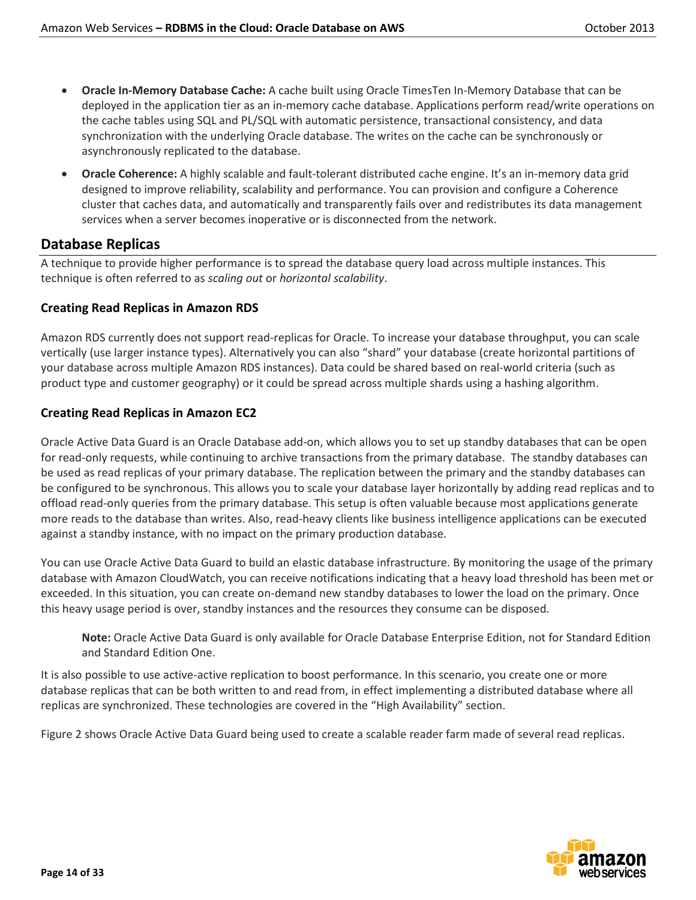- **Oracle In-Memory Database Cache:** A cache built using Oracle TimesTen In-Memory Database that can be deployed in the application tier as an in-memory cache database. Applications perform read/write operations on the cache tables using SQL and PL/SQL with automatic persistence, transactional consistency, and data synchronization with the underlying Oracle database. The writes on the cache can be synchronously or asynchronously replicated to the database.
- **Oracle Coherence:** A highly scalable and fault-tolerant distributed cache engine. It's an in-memory data grid designed to improve reliability, scalability and performance. You can provision and configure a Coherence cluster that caches data, and automatically and transparently fails over and redistributes its data management services when a server becomes inoperative or is disconnected from the network.

## Database Replicas

A technique to provide higher performance is to spread the database query load across multiple instances. This technique is often referred to as *scaling out* or *horizontal scalability*.

### Creating Read Replicas in Amazon RDS

Amazon RDS currently does not support read-replicas for Oracle. To increase your database throughput, you can scale vertically (use larger instance types). Alternatively you can also "shard" your database (create horizontal partitions of your database across multiple Amazon RDS instances). Data could be shared based on real-world criteria (such as product type and customer geography) or it could be spread across multiple shards using a hashing algorithm.

### Creating Read Replicas in Amazon EC2

Oracle Active Data Guard is an Oracle Database add-on, which allows you to set up standby databases that can be open for read-only requests, while continuing to archive transactions from the primary database. The standby databases can be used as read replicas of your primary database. The replication between the primary and the standby databases can be configured to be synchronous. This allows you to scale your database layer horizontally by adding read replicas and to offload read-only queries from the primary database. This setup is often valuable because most applications generate more reads to the database than writes. Also, read-heavy clients like business intelligence applications can be executed against a standby instance, with no impact on the primary production database.

You can use Oracle Active Data Guard to build an elastic database infrastructure. By monitoring the usage of the primary database with Amazon CloudWatch, you can receive notifications indicating that a heavy load threshold has been met or exceeded. In this situation, you can create on-demand new standby databases to lower the load on the primary. Once this heavy usage period is over, standby instances and the resources they consume can be disposed.

> **Note:** Oracle Active Data Guard is only available for Oracle Database Enterprise Edition, not for Standard Edition and Standard Edition One.

It is also possible to use active-active replication to boost performance. In this scenario, you create one or more database replicas that can be both written to and read from, in effect implementing a distributed database where all replicas are synchronized. These technologies are covered in the "High Availability" section.

Figure 2 shows Oracle Active Data Guard being used to create a scalable reader farm made of several read replicas.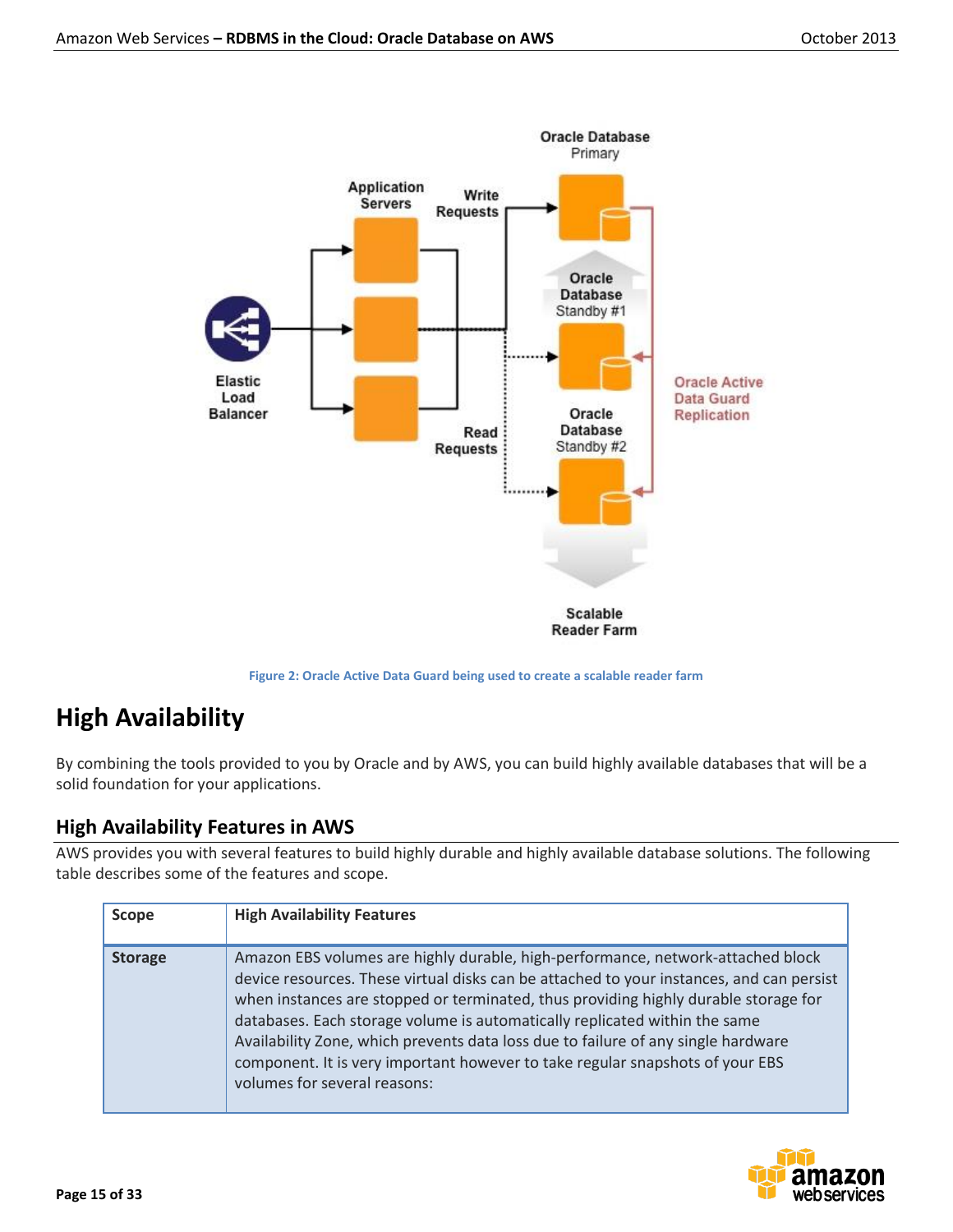Figure 2: Oracle Active Data Guard being used to create a scalable reader farm

## High Availability

By combining the tools provided to you by Oracle and by AWS, you can build highly available databases that will be a solid foundation for your applications.

### High Availability Features in AWS

AWS provides you with several features to build highly durable and highly available database solutions. The following table describes some of the features and scope.

| Scope | High Availability Features |
|---|---|
| **Storage** | Amazon EBS volumes are highly durable, high-performance, network-attached block device resources. These virtual disks can be attached to your instances, and can persist when instances are stopped or terminated, thus providing highly durable storage for databases. Each storage volume is automatically replicated within the same Availability Zone, which prevents data loss due to failure of any single hardware component. It is very important however to take regular snapshots of your EBS volumes for several reasons: |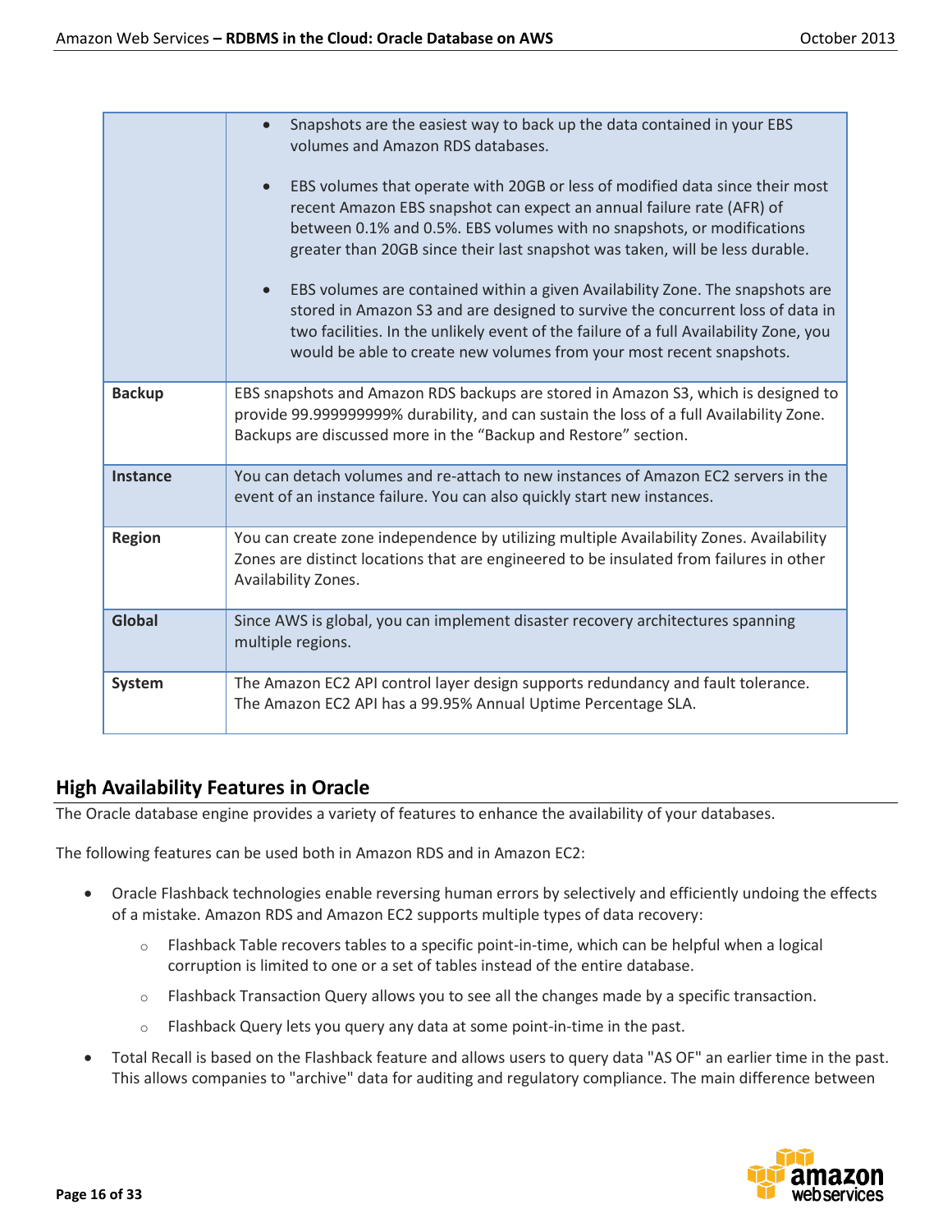| | |
|---|---|
| | • Snapshots are the easiest way to back up the data contained in your EBS volumes and Amazon RDS databases.<br><br>• EBS volumes that operate with 20GB or less of modified data since their most recent Amazon EBS snapshot can expect an annual failure rate (AFR) of between 0.1% and 0.5%. EBS volumes with no snapshots, or modifications greater than 20GB since their last snapshot was taken, will be less durable.<br><br>• EBS volumes are contained within a given Availability Zone. The snapshots are stored in Amazon S3 and are designed to survive the concurrent loss of data in two facilities. In the unlikely event of the failure of a full Availability Zone, you would be able to create new volumes from your most recent snapshots. |
| **Backup** | EBS snapshots and Amazon RDS backups are stored in Amazon S3, which is designed to provide 99.999999999% durability, and can sustain the loss of a full Availability Zone. Backups are discussed more in the "Backup and Restore" section. |
| **Instance** | You can detach volumes and re-attach to new instances of Amazon EC2 servers in the event of an instance failure. You can also quickly start new instances. |
| **Region** | You can create zone independence by utilizing multiple Availability Zones. Availability Zones are distinct locations that are engineered to be insulated from failures in other Availability Zones. |
| **Global** | Since AWS is global, you can implement disaster recovery architectures spanning multiple regions. |
| **System** | The Amazon EC2 API control layer design supports redundancy and fault tolerance. The Amazon EC2 API has a 99.95% Annual Uptime Percentage SLA. |

## High Availability Features in Oracle

The Oracle database engine provides a variety of features to enhance the availability of your databases.

The following features can be used both in Amazon RDS and in Amazon EC2:

- Oracle Flashback technologies enable reversing human errors by selectively and efficiently undoing the effects of a mistake. Amazon RDS and Amazon EC2 supports multiple types of data recovery:
  - Flashback Table recovers tables to a specific point-in-time, which can be helpful when a logical corruption is limited to one or a set of tables instead of the entire database.
  - Flashback Transaction Query allows you to see all the changes made by a specific transaction.
  - Flashback Query lets you query any data at some point-in-time in the past.
- Total Recall is based on the Flashback feature and allows users to query data "AS OF" an earlier time in the past. This allows companies to "archive" data for auditing and regulatory compliance. The main difference between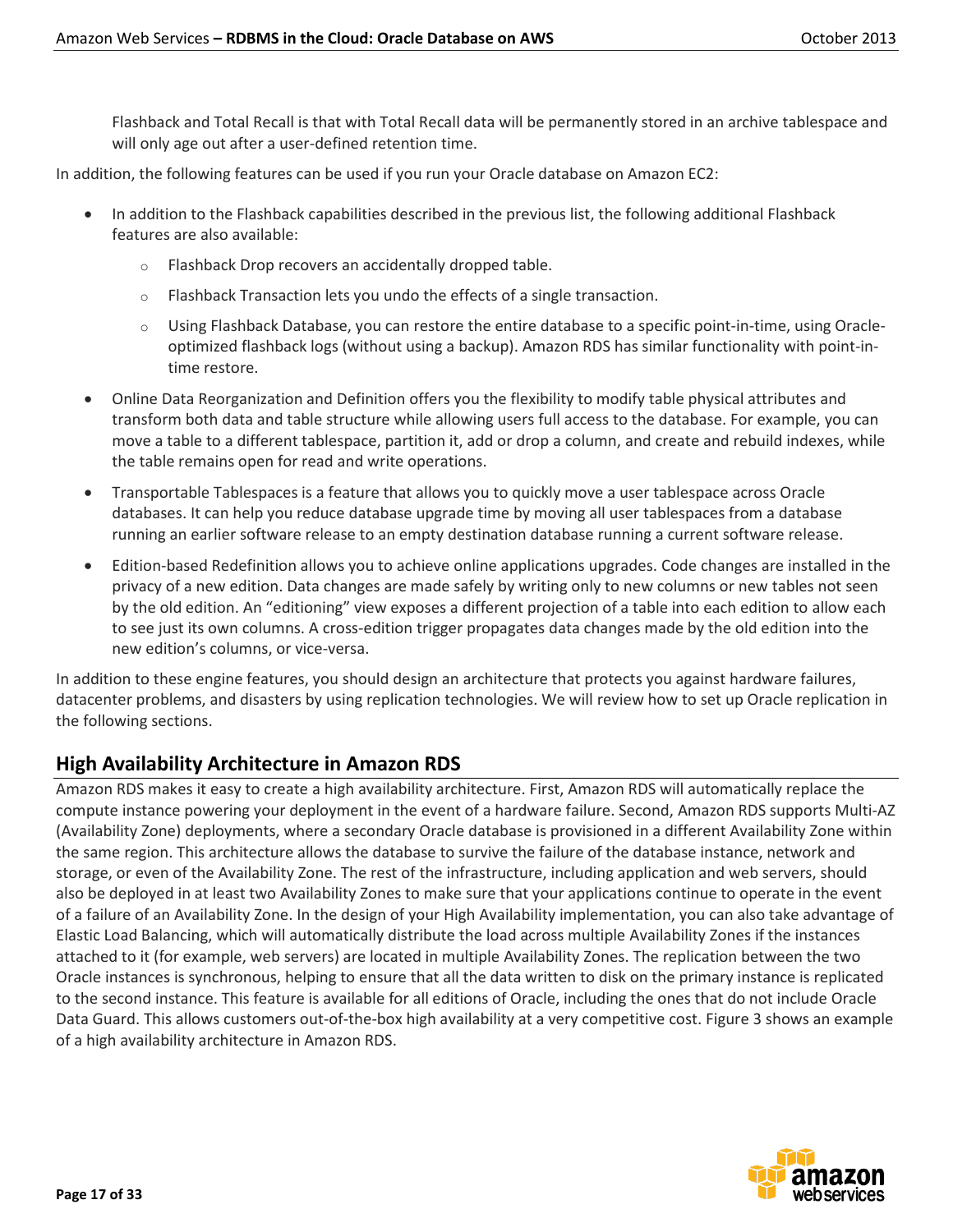Flashback and Total Recall is that with Total Recall data will be permanently stored in an archive tablespace and will only age out after a user-defined retention time.

In addition, the following features can be used if you run your Oracle database on Amazon EC2:

- In addition to the Flashback capabilities described in the previous list, the following additional Flashback features are also available:
  - Flashback Drop recovers an accidentally dropped table.
  - Flashback Transaction lets you undo the effects of a single transaction.
  - Using Flashback Database, you can restore the entire database to a specific point-in-time, using Oracle-optimized flashback logs (without using a backup). Amazon RDS has similar functionality with point-in-time restore.
- Online Data Reorganization and Definition offers you the flexibility to modify table physical attributes and transform both data and table structure while allowing users full access to the database. For example, you can move a table to a different tablespace, partition it, add or drop a column, and create and rebuild indexes, while the table remains open for read and write operations.
- Transportable Tablespaces is a feature that allows you to quickly move a user tablespace across Oracle databases. It can help you reduce database upgrade time by moving all user tablespaces from a database running an earlier software release to an empty destination database running a current software release.
- Edition-based Redefinition allows you to achieve online applications upgrades. Code changes are installed in the privacy of a new edition. Data changes are made safely by writing only to new columns or new tables not seen by the old edition. An "editioning" view exposes a different projection of a table into each edition to allow each to see just its own columns. A cross-edition trigger propagates data changes made by the old edition into the new edition's columns, or vice-versa.

In addition to these engine features, you should design an architecture that protects you against hardware failures, datacenter problems, and disasters by using replication technologies. We will review how to set up Oracle replication in the following sections.

## High Availability Architecture in Amazon RDS

Amazon RDS makes it easy to create a high availability architecture. First, Amazon RDS will automatically replace the compute instance powering your deployment in the event of a hardware failure. Second, Amazon RDS supports Multi-AZ (Availability Zone) deployments, where a secondary Oracle database is provisioned in a different Availability Zone within the same region. This architecture allows the database to survive the failure of the database instance, network and storage, or even of the Availability Zone. The rest of the infrastructure, including application and web servers, should also be deployed in at least two Availability Zones to make sure that your applications continue to operate in the event of a failure of an Availability Zone. In the design of your High Availability implementation, you can also take advantage of Elastic Load Balancing, which will automatically distribute the load across multiple Availability Zones if the instances attached to it (for example, web servers) are located in multiple Availability Zones. The replication between the two Oracle instances is synchronous, helping to ensure that all the data written to disk on the primary instance is replicated to the second instance. This feature is available for all editions of Oracle, including the ones that do not include Oracle Data Guard. This allows customers out-of-the-box high availability at a very competitive cost. Figure 3 shows an example of a high availability architecture in Amazon RDS.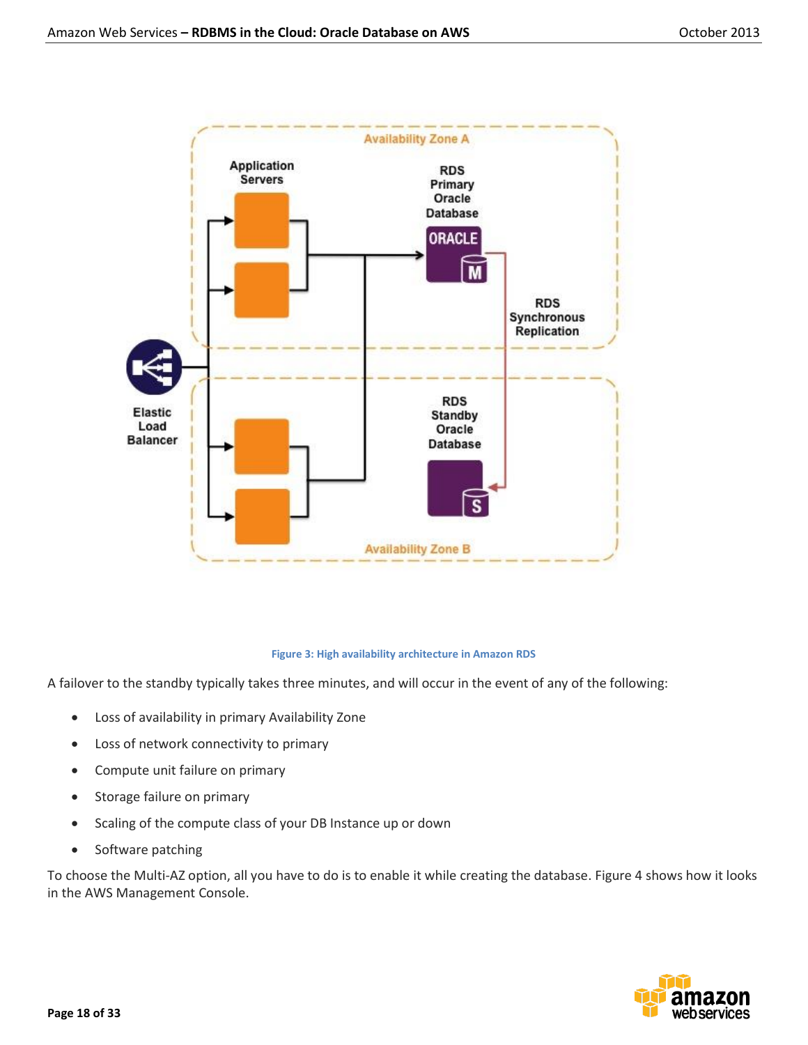Figure 3: High availability architecture in Amazon RDS

A failover to the standby typically takes three minutes, and will occur in the event of any of the following:

- Loss of availability in primary Availability Zone
- Loss of network connectivity to primary
- Compute unit failure on primary
- Storage failure on primary
- Scaling of the compute class of your DB Instance up or down
- Software patching

To choose the Multi-AZ option, all you have to do is to enable it while creating the database. Figure 4 shows how it looks in the AWS Management Console.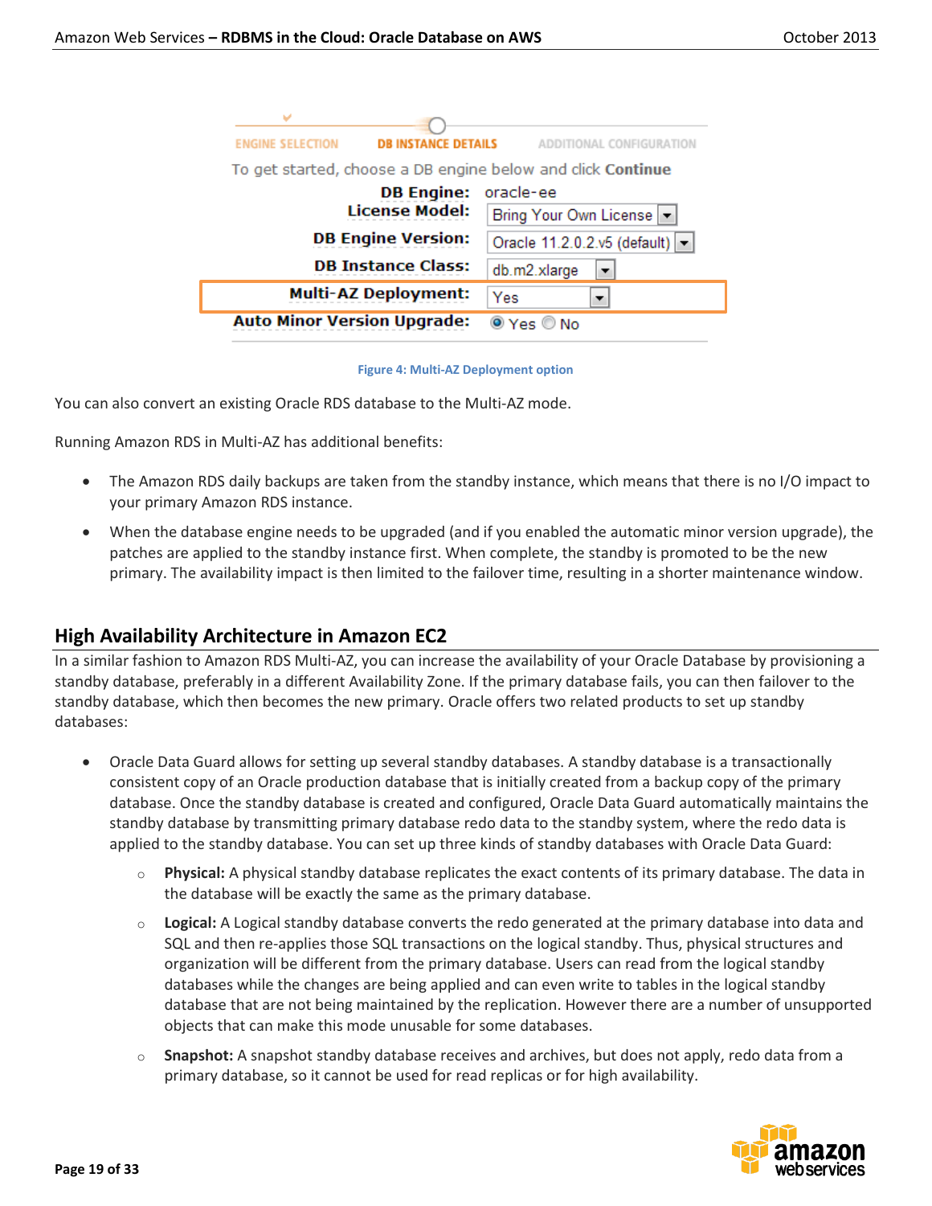Figure 4: Multi-AZ Deployment option

You can also convert an existing Oracle RDS database to the Multi-AZ mode.

Running Amazon RDS in Multi-AZ has additional benefits:

- The Amazon RDS daily backups are taken from the standby instance, which means that there is no I/O impact to your primary Amazon RDS instance.
- When the database engine needs to be upgraded (and if you enabled the automatic minor version upgrade), the patches are applied to the standby instance first. When complete, the standby is promoted to be the new primary. The availability impact is then limited to the failover time, resulting in a shorter maintenance window.

## High Availability Architecture in Amazon EC2

In a similar fashion to Amazon RDS Multi-AZ, you can increase the availability of your Oracle Database by provisioning a standby database, preferably in a different Availability Zone. If the primary database fails, you can then failover to the standby database, which then becomes the new primary. Oracle offers two related products to set up standby databases:

- Oracle Data Guard allows for setting up several standby databases. A standby database is a transactionally consistent copy of an Oracle production database that is initially created from a backup copy of the primary database. Once the standby database is created and configured, Oracle Data Guard automatically maintains the standby database by transmitting primary database redo data to the standby system, where the redo data is applied to the standby database. You can set up three kinds of standby databases with Oracle Data Guard:
  - **Physical:** A physical standby database replicates the exact contents of its primary database. The data in the database will be exactly the same as the primary database.
  - **Logical:** A Logical standby database converts the redo generated at the primary database into data and SQL and then re-applies those SQL transactions on the logical standby. Thus, physical structures and organization will be different from the primary database. Users can read from the logical standby databases while the changes are being applied and can even write to tables in the logical standby database that are not being maintained by the replication. However there are a number of unsupported objects that can make this mode unusable for some databases.
  - **Snapshot:** A snapshot standby database receives and archives, but does not apply, redo data from a primary database, so it cannot be used for read replicas or for high availability.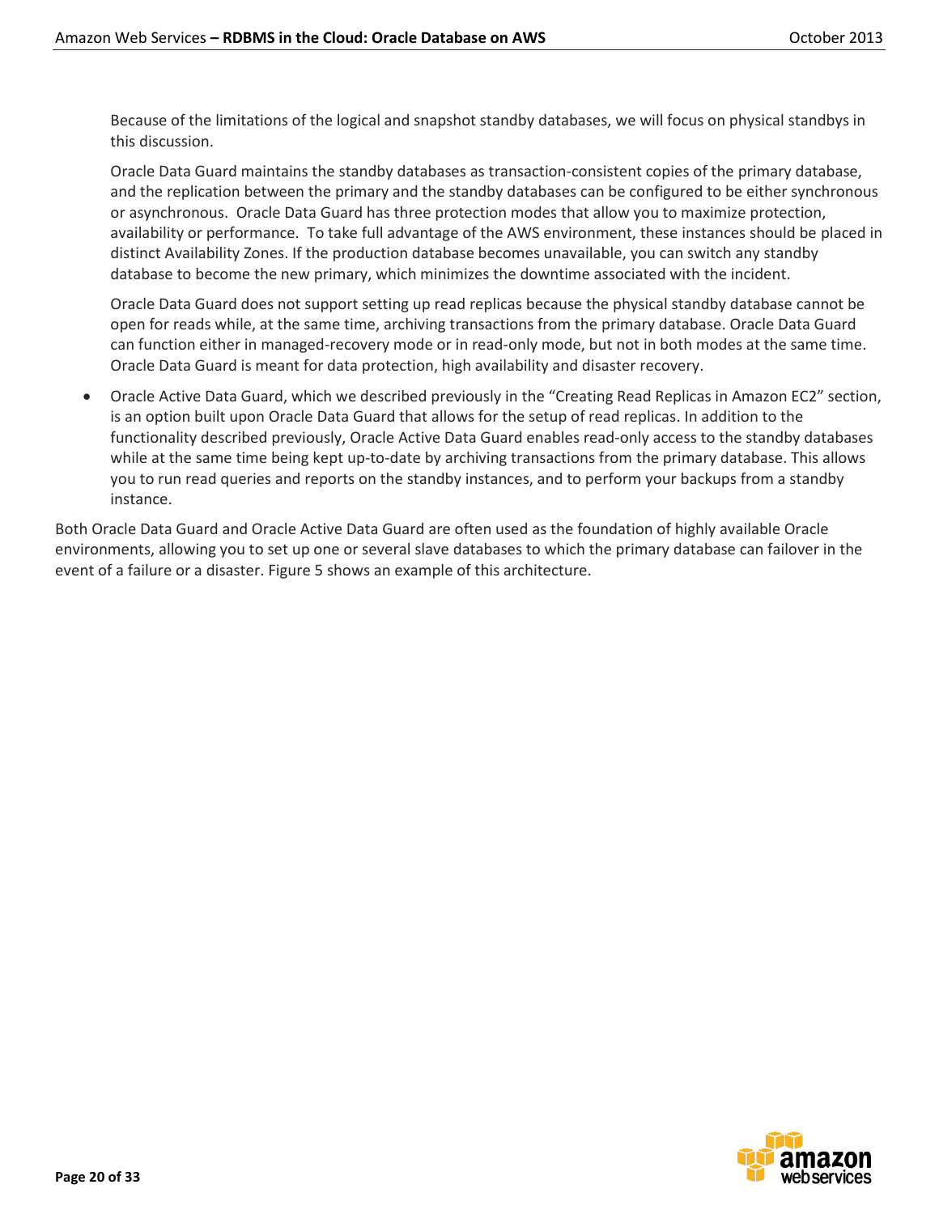Because of the limitations of the logical and snapshot standby databases, we will focus on physical standbys in this discussion.

Oracle Data Guard maintains the standby databases as transaction-consistent copies of the primary database, and the replication between the primary and the standby databases can be configured to be either synchronous or asynchronous. Oracle Data Guard has three protection modes that allow you to maximize protection, availability or performance. To take full advantage of the AWS environment, these instances should be placed in distinct Availability Zones. If the production database becomes unavailable, you can switch any standby database to become the new primary, which minimizes the downtime associated with the incident.

Oracle Data Guard does not support setting up read replicas because the physical standby database cannot be open for reads while, at the same time, archiving transactions from the primary database. Oracle Data Guard can function either in managed-recovery mode or in read-only mode, but not in both modes at the same time. Oracle Data Guard is meant for data protection, high availability and disaster recovery.

- Oracle Active Data Guard, which we described previously in the "Creating Read Replicas in Amazon EC2" section, is an option built upon Oracle Data Guard that allows for the setup of read replicas. In addition to the functionality described previously, Oracle Active Data Guard enables read-only access to the standby databases while at the same time being kept up-to-date by archiving transactions from the primary database. This allows you to run read queries and reports on the standby instances, and to perform your backups from a standby instance.

Both Oracle Data Guard and Oracle Active Data Guard are often used as the foundation of highly available Oracle environments, allowing you to set up one or several slave databases to which the primary database can failover in the event of a failure or a disaster. Figure 5 shows an example of this architecture.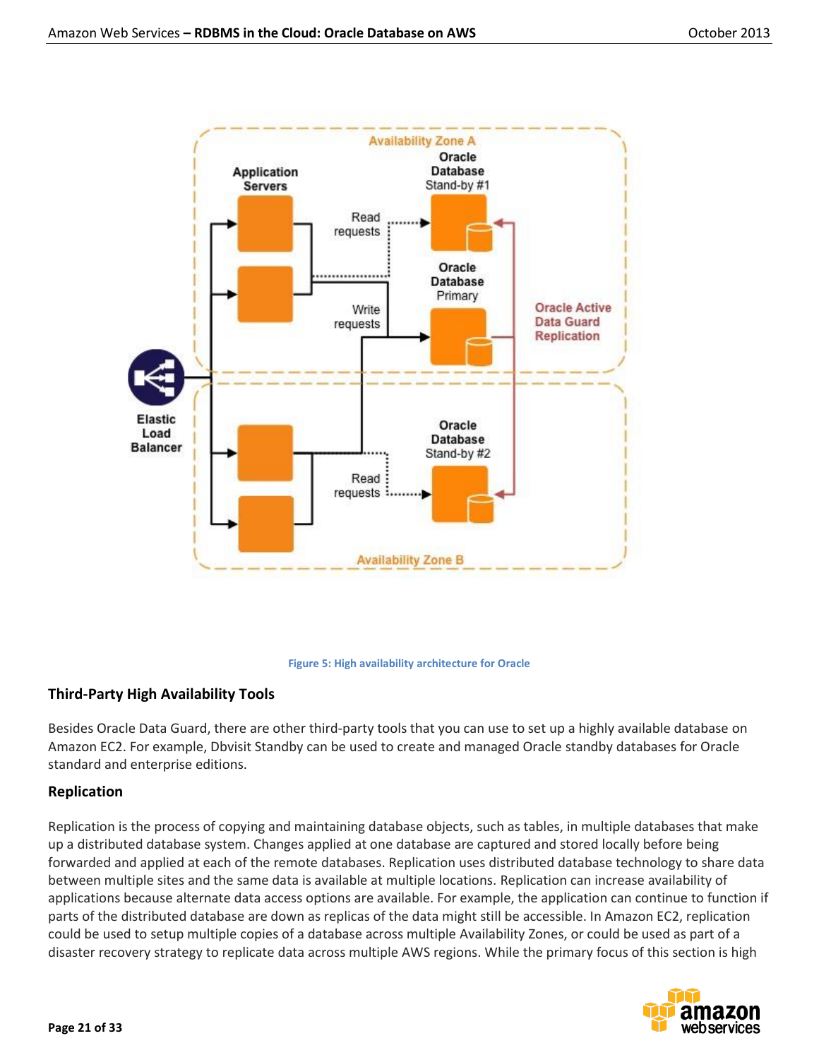Figure 5: High availability architecture for Oracle

### Third-Party High Availability Tools

Besides Oracle Data Guard, there are other third-party tools that you can use to set up a highly available database on Amazon EC2. For example, Dbvisit Standby can be used to create and managed Oracle standby databases for Oracle standard and enterprise editions.

### Replication

Replication is the process of copying and maintaining database objects, such as tables, in multiple databases that make up a distributed database system. Changes applied at one database are captured and stored locally before being forwarded and applied at each of the remote databases. Replication uses distributed database technology to share data between multiple sites and the same data is available at multiple locations. Replication can increase availability of applications because alternate data access options are available. For example, the application can continue to function if parts of the distributed database are down as replicas of the data might still be accessible. In Amazon EC2, replication could be used to setup multiple copies of a database across multiple Availability Zones, or could be used as part of a disaster recovery strategy to replicate data across multiple AWS regions. While the primary focus of this section is high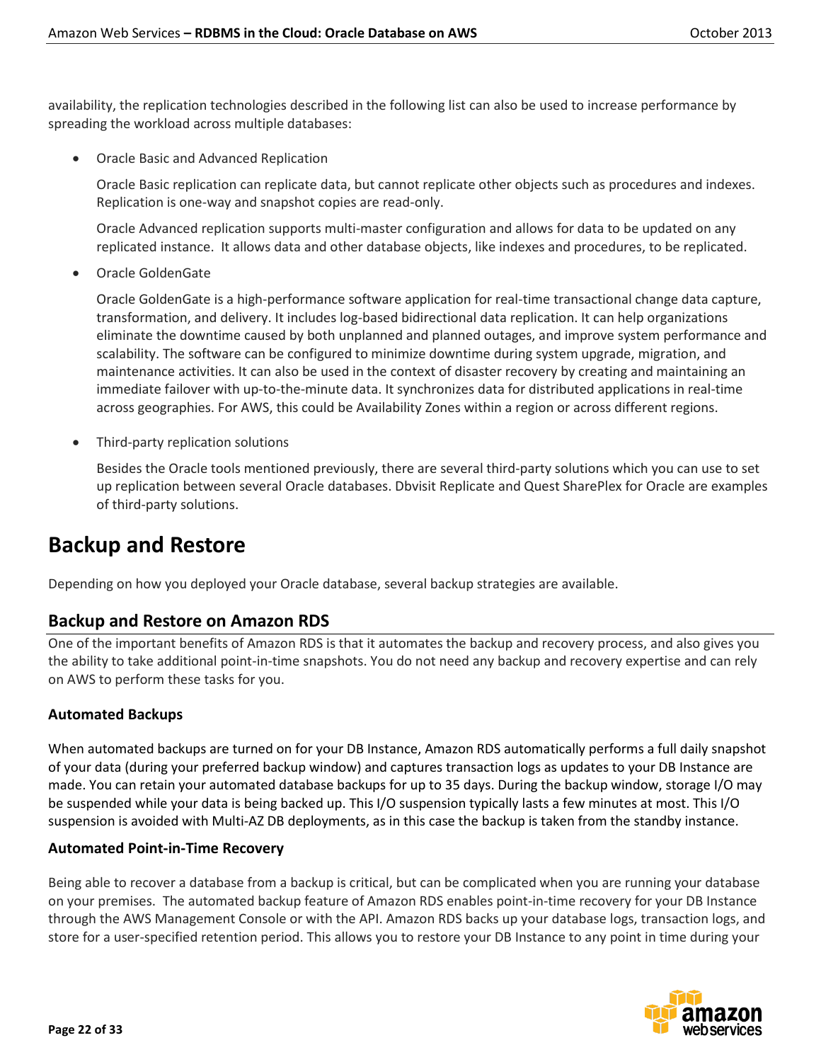availability, the replication technologies described in the following list can also be used to increase performance by spreading the workload across multiple databases:

- Oracle Basic and Advanced Replication

  Oracle Basic replication can replicate data, but cannot replicate other objects such as procedures and indexes. Replication is one-way and snapshot copies are read-only.

  Oracle Advanced replication supports multi-master configuration and allows for data to be updated on any replicated instance. It allows data and other database objects, like indexes and procedures, to be replicated.

- Oracle GoldenGate

  Oracle GoldenGate is a high-performance software application for real-time transactional change data capture, transformation, and delivery. It includes log-based bidirectional data replication. It can help organizations eliminate the downtime caused by both unplanned and planned outages, and improve system performance and scalability. The software can be configured to minimize downtime during system upgrade, migration, and maintenance activities. It can also be used in the context of disaster recovery by creating and maintaining an immediate failover with up-to-the-minute data. It synchronizes data for distributed applications in real-time across geographies. For AWS, this could be Availability Zones within a region or across different regions.

- Third-party replication solutions

  Besides the Oracle tools mentioned previously, there are several third-party solutions which you can use to set up replication between several Oracle databases. Dbvisit Replicate and Quest SharePlex for Oracle are examples of third-party solutions.

# Backup and Restore

Depending on how you deployed your Oracle database, several backup strategies are available.

## Backup and Restore on Amazon RDS

One of the important benefits of Amazon RDS is that it automates the backup and recovery process, and also gives you the ability to take additional point-in-time snapshots. You do not need any backup and recovery expertise and can rely on AWS to perform these tasks for you.

### Automated Backups

When automated backups are turned on for your DB Instance, Amazon RDS automatically performs a full daily snapshot of your data (during your preferred backup window) and captures transaction logs as updates to your DB Instance are made. You can retain your automated database backups for up to 35 days. During the backup window, storage I/O may be suspended while your data is being backed up. This I/O suspension typically lasts a few minutes at most. This I/O suspension is avoided with Multi-AZ DB deployments, as in this case the backup is taken from the standby instance.

### Automated Point-in-Time Recovery

Being able to recover a database from a backup is critical, but can be complicated when you are running your database on your premises. The automated backup feature of Amazon RDS enables point-in-time recovery for your DB Instance through the AWS Management Console or with the API. Amazon RDS backs up your database logs, transaction logs, and store for a user-specified retention period. This allows you to restore your DB Instance to any point in time during your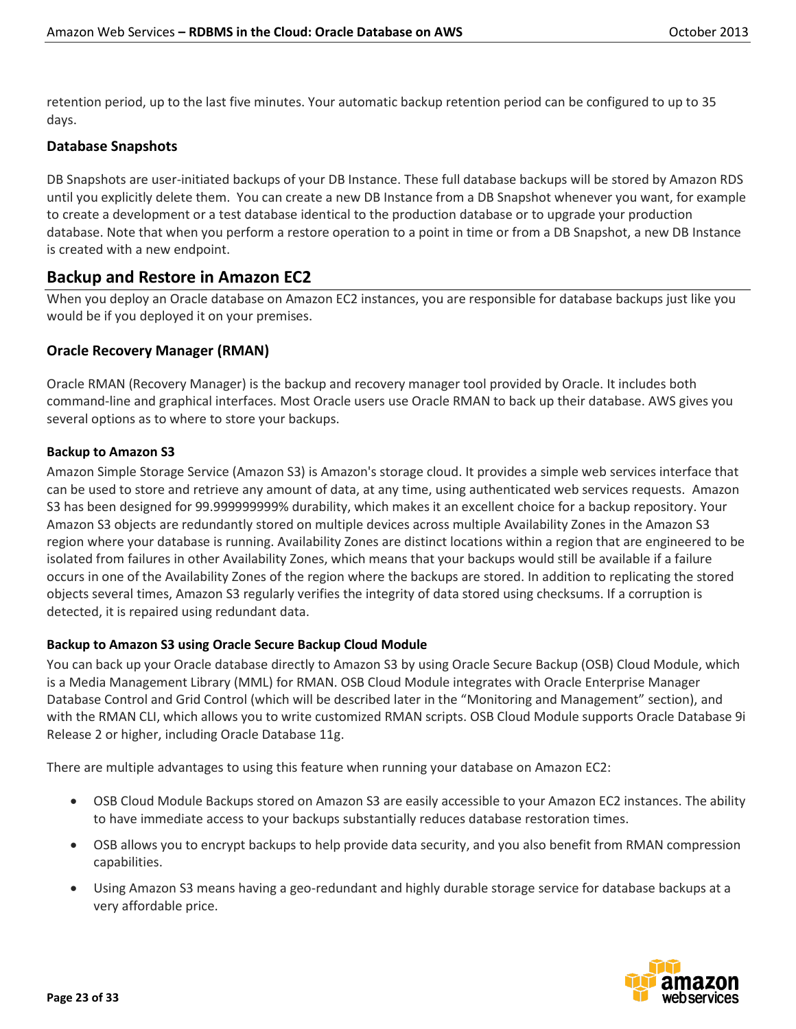retention period, up to the last five minutes. Your automatic backup retention period can be configured to up to 35 days.

### Database Snapshots

DB Snapshots are user-initiated backups of your DB Instance. These full database backups will be stored by Amazon RDS until you explicitly delete them. You can create a new DB Instance from a DB Snapshot whenever you want, for example to create a development or a test database identical to the production database or to upgrade your production database. Note that when you perform a restore operation to a point in time or from a DB Snapshot, a new DB Instance is created with a new endpoint.

## Backup and Restore in Amazon EC2

When you deploy an Oracle database on Amazon EC2 instances, you are responsible for database backups just like you would be if you deployed it on your premises.

### Oracle Recovery Manager (RMAN)

Oracle RMAN (Recovery Manager) is the backup and recovery manager tool provided by Oracle. It includes both command-line and graphical interfaces. Most Oracle users use Oracle RMAN to back up their database. AWS gives you several options as to where to store your backups.

#### Backup to Amazon S3

Amazon Simple Storage Service (Amazon S3) is Amazon's storage cloud. It provides a simple web services interface that can be used to store and retrieve any amount of data, at any time, using authenticated web services requests. Amazon S3 has been designed for 99.999999999% durability, which makes it an excellent choice for a backup repository. Your Amazon S3 objects are redundantly stored on multiple devices across multiple Availability Zones in the Amazon S3 region where your database is running. Availability Zones are distinct locations within a region that are engineered to be isolated from failures in other Availability Zones, which means that your backups would still be available if a failure occurs in one of the Availability Zones of the region where the backups are stored. In addition to replicating the stored objects several times, Amazon S3 regularly verifies the integrity of data stored using checksums. If a corruption is detected, it is repaired using redundant data.

#### Backup to Amazon S3 using Oracle Secure Backup Cloud Module

You can back up your Oracle database directly to Amazon S3 by using Oracle Secure Backup (OSB) Cloud Module, which is a Media Management Library (MML) for RMAN. OSB Cloud Module integrates with Oracle Enterprise Manager Database Control and Grid Control (which will be described later in the "Monitoring and Management" section), and with the RMAN CLI, which allows you to write customized RMAN scripts. OSB Cloud Module supports Oracle Database 9i Release 2 or higher, including Oracle Database 11g.

There are multiple advantages to using this feature when running your database on Amazon EC2:

- OSB Cloud Module Backups stored on Amazon S3 are easily accessible to your Amazon EC2 instances. The ability to have immediate access to your backups substantially reduces database restoration times.
- OSB allows you to encrypt backups to help provide data security, and you also benefit from RMAN compression capabilities.
- Using Amazon S3 means having a geo-redundant and highly durable storage service for database backups at a very affordable price.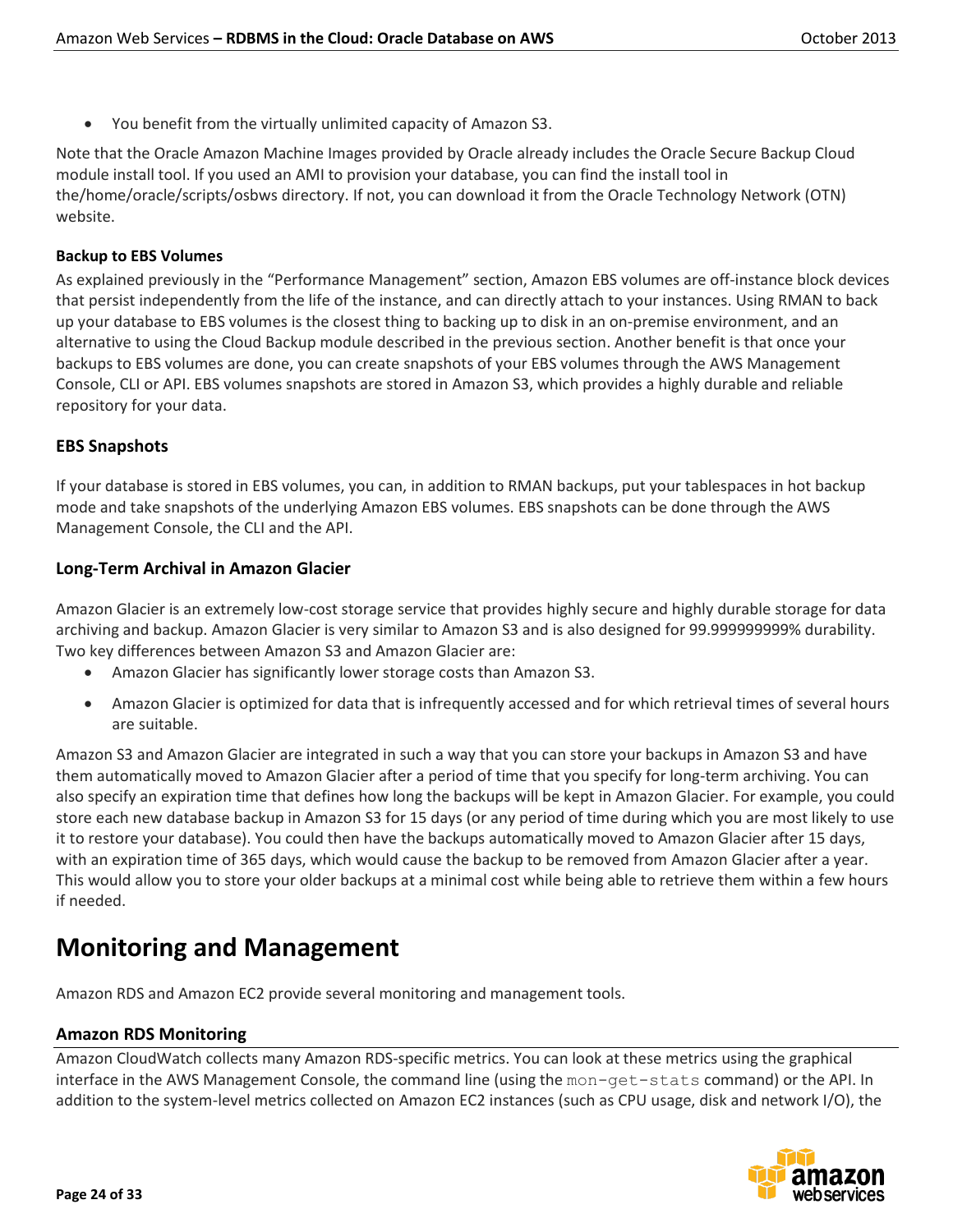- You benefit from the virtually unlimited capacity of Amazon S3.

Note that the Oracle Amazon Machine Images provided by Oracle already includes the Oracle Secure Backup Cloud module install tool. If you used an AMI to provision your database, you can find the install tool in the/home/oracle/scripts/osbws directory. If not, you can download it from the Oracle Technology Network (OTN) website.

**Backup to EBS Volumes**

As explained previously in the "Performance Management" section, Amazon EBS volumes are off-instance block devices that persist independently from the life of the instance, and can directly attach to your instances. Using RMAN to back up your database to EBS volumes is the closest thing to backing up to disk in an on-premise environment, and an alternative to using the Cloud Backup module described in the previous section. Another benefit is that once your backups to EBS volumes are done, you can create snapshots of your EBS volumes through the AWS Management Console, CLI or API. EBS volumes snapshots are stored in Amazon S3, which provides a highly durable and reliable repository for your data.

### EBS Snapshots

If your database is stored in EBS volumes, you can, in addition to RMAN backups, put your tablespaces in hot backup mode and take snapshots of the underlying Amazon EBS volumes. EBS snapshots can be done through the AWS Management Console, the CLI and the API.

### Long-Term Archival in Amazon Glacier

Amazon Glacier is an extremely low-cost storage service that provides highly secure and highly durable storage for data archiving and backup. Amazon Glacier is very similar to Amazon S3 and is also designed for 99.999999999% durability. Two key differences between Amazon S3 and Amazon Glacier are:

- Amazon Glacier has significantly lower storage costs than Amazon S3.
- Amazon Glacier is optimized for data that is infrequently accessed and for which retrieval times of several hours are suitable.

Amazon S3 and Amazon Glacier are integrated in such a way that you can store your backups in Amazon S3 and have them automatically moved to Amazon Glacier after a period of time that you specify for long-term archiving. You can also specify an expiration time that defines how long the backups will be kept in Amazon Glacier. For example, you could store each new database backup in Amazon S3 for 15 days (or any period of time during which you are most likely to use it to restore your database). You could then have the backups automatically moved to Amazon Glacier after 15 days, with an expiration time of 365 days, which would cause the backup to be removed from Amazon Glacier after a year. This would allow you to store your older backups at a minimal cost while being able to retrieve them within a few hours if needed.

# Monitoring and Management

Amazon RDS and Amazon EC2 provide several monitoring and management tools.

## Amazon RDS Monitoring

Amazon CloudWatch collects many Amazon RDS-specific metrics. You can look at these metrics using the graphical interface in the AWS Management Console, the command line (using the `mon-get-stats` command) or the API. In addition to the system-level metrics collected on Amazon EC2 instances (such as CPU usage, disk and network I/O), the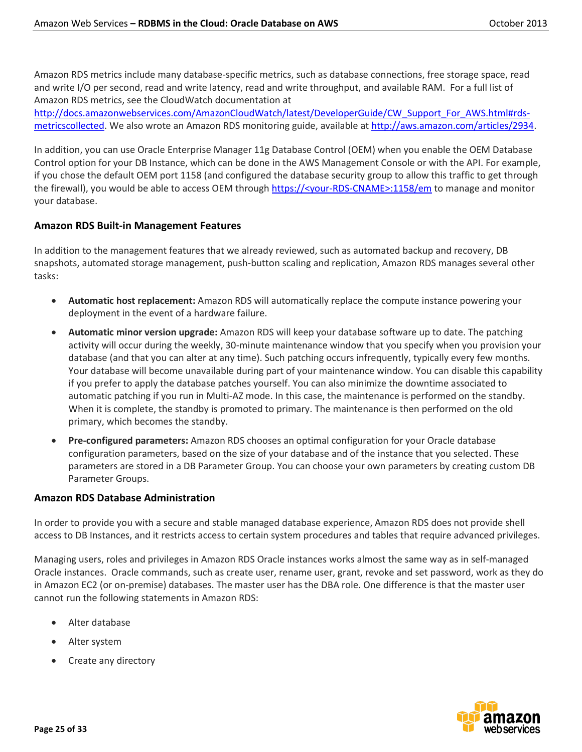Amazon RDS metrics include many database-specific metrics, such as database connections, free storage space, read and write I/O per second, read and write latency, read and write throughput, and available RAM. For a full list of Amazon RDS metrics, see the CloudWatch documentation at [http://docs.amazonwebservices.com/AmazonCloudWatch/latest/DeveloperGuide/CW_Support_For_AWS.html#rds-metricscollected](http://docs.amazonwebservices.com/AmazonCloudWatch/latest/DeveloperGuide/CW_Support_For_AWS.html#rds-metricscollected). We also wrote an Amazon RDS monitoring guide, available at [http://aws.amazon.com/articles/2934](http://aws.amazon.com/articles/2934).

In addition, you can use Oracle Enterprise Manager 11g Database Control (OEM) when you enable the OEM Database Control option for your DB Instance, which can be done in the AWS Management Console or with the API. For example, if you chose the default OEM port 1158 (and configured the database security group to allow this traffic to get through the firewall), you would be able to access OEM through https://<your-RDS-CNAME>:1158/em to manage and monitor your database.

### Amazon RDS Built-in Management Features

In addition to the management features that we already reviewed, such as automated backup and recovery, DB snapshots, automated storage management, push-button scaling and replication, Amazon RDS manages several other tasks:

- **Automatic host replacement:** Amazon RDS will automatically replace the compute instance powering your deployment in the event of a hardware failure.
- **Automatic minor version upgrade:** Amazon RDS will keep your database software up to date. The patching activity will occur during the weekly, 30-minute maintenance window that you specify when you provision your database (and that you can alter at any time). Such patching occurs infrequently, typically every few months. Your database will become unavailable during part of your maintenance window. You can disable this capability if you prefer to apply the database patches yourself. You can also minimize the downtime associated to automatic patching if you run in Multi-AZ mode. In this case, the maintenance is performed on the standby. When it is complete, the standby is promoted to primary. The maintenance is then performed on the old primary, which becomes the standby.
- **Pre-configured parameters:** Amazon RDS chooses an optimal configuration for your Oracle database configuration parameters, based on the size of your database and of the instance that you selected. These parameters are stored in a DB Parameter Group. You can choose your own parameters by creating custom DB Parameter Groups.

### Amazon RDS Database Administration

In order to provide you with a secure and stable managed database experience, Amazon RDS does not provide shell access to DB Instances, and it restricts access to certain system procedures and tables that require advanced privileges.

Managing users, roles and privileges in Amazon RDS Oracle instances works almost the same way as in self-managed Oracle instances. Oracle commands, such as create user, rename user, grant, revoke and set password, work as they do in Amazon EC2 (or on-premise) databases. The master user has the DBA role. One difference is that the master user cannot run the following statements in Amazon RDS:

- Alter database
- Alter system
- Create any directory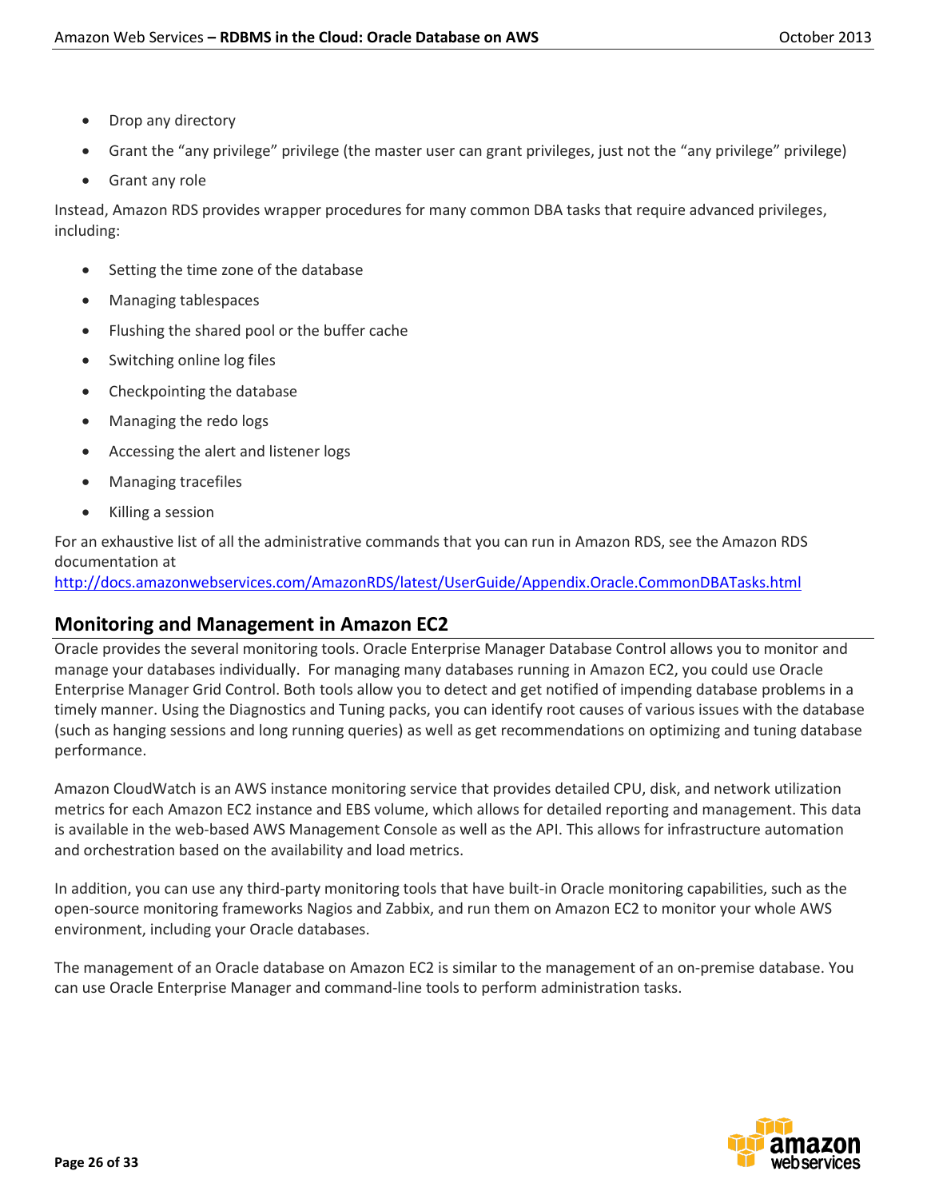- Drop any directory
- Grant the "any privilege" privilege (the master user can grant privileges, just not the "any privilege" privilege)
- Grant any role

Instead, Amazon RDS provides wrapper procedures for many common DBA tasks that require advanced privileges, including:

- Setting the time zone of the database
- Managing tablespaces
- Flushing the shared pool or the buffer cache
- Switching online log files
- Checkpointing the database
- Managing the redo logs
- Accessing the alert and listener logs
- Managing tracefiles
- Killing a session

For an exhaustive list of all the administrative commands that you can run in Amazon RDS, see the Amazon RDS documentation at http://docs.amazonwebservices.com/AmazonRDS/latest/UserGuide/Appendix.Oracle.CommonDBATasks.html

## Monitoring and Management in Amazon EC2

Oracle provides the several monitoring tools. Oracle Enterprise Manager Database Control allows you to monitor and manage your databases individually. For managing many databases running in Amazon EC2, you could use Oracle Enterprise Manager Grid Control. Both tools allow you to detect and get notified of impending database problems in a timely manner. Using the Diagnostics and Tuning packs, you can identify root causes of various issues with the database (such as hanging sessions and long running queries) as well as get recommendations on optimizing and tuning database performance.

Amazon CloudWatch is an AWS instance monitoring service that provides detailed CPU, disk, and network utilization metrics for each Amazon EC2 instance and EBS volume, which allows for detailed reporting and management. This data is available in the web-based AWS Management Console as well as the API. This allows for infrastructure automation and orchestration based on the availability and load metrics.

In addition, you can use any third-party monitoring tools that have built-in Oracle monitoring capabilities, such as the open-source monitoring frameworks Nagios and Zabbix, and run them on Amazon EC2 to monitor your whole AWS environment, including your Oracle databases.

The management of an Oracle database on Amazon EC2 is similar to the management of an on-premise database. You can use Oracle Enterprise Manager and command-line tools to perform administration tasks.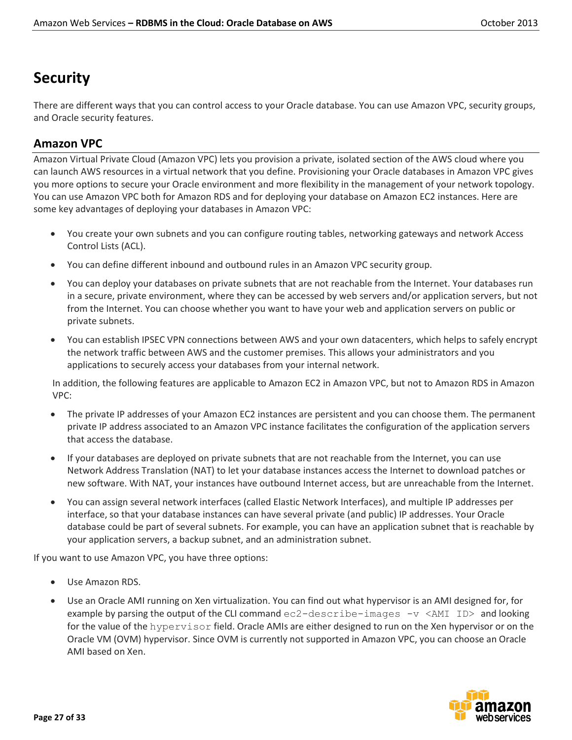# Security

There are different ways that you can control access to your Oracle database. You can use Amazon VPC, security groups, and Oracle security features.

## Amazon VPC

Amazon Virtual Private Cloud (Amazon VPC) lets you provision a private, isolated section of the AWS cloud where you can launch AWS resources in a virtual network that you define. Provisioning your Oracle databases in Amazon VPC gives you more options to secure your Oracle environment and more flexibility in the management of your network topology. You can use Amazon VPC both for Amazon RDS and for deploying your database on Amazon EC2 instances. Here are some key advantages of deploying your databases in Amazon VPC:

- You create your own subnets and you can configure routing tables, networking gateways and network Access Control Lists (ACL).
- You can define different inbound and outbound rules in an Amazon VPC security group.
- You can deploy your databases on private subnets that are not reachable from the Internet. Your databases run in a secure, private environment, where they can be accessed by web servers and/or application servers, but not from the Internet. You can choose whether you want to have your web and application servers on public or private subnets.
- You can establish IPSEC VPN connections between AWS and your own datacenters, which helps to safely encrypt the network traffic between AWS and the customer premises. This allows your administrators and you applications to securely access your databases from your internal network.

In addition, the following features are applicable to Amazon EC2 in Amazon VPC, but not to Amazon RDS in Amazon VPC:

- The private IP addresses of your Amazon EC2 instances are persistent and you can choose them. The permanent private IP address associated to an Amazon VPC instance facilitates the configuration of the application servers that access the database.
- If your databases are deployed on private subnets that are not reachable from the Internet, you can use Network Address Translation (NAT) to let your database instances access the Internet to download patches or new software. With NAT, your instances have outbound Internet access, but are unreachable from the Internet.
- You can assign several network interfaces (called Elastic Network Interfaces), and multiple IP addresses per interface, so that your database instances can have several private (and public) IP addresses. Your Oracle database could be part of several subnets. For example, you can have an application subnet that is reachable by your application servers, a backup subnet, and an administration subnet.

If you want to use Amazon VPC, you have three options:

- Use Amazon RDS.
- Use an Oracle AMI running on Xen virtualization. You can find out what hypervisor is an AMI designed for, for example by parsing the output of the CLI command `ec2-describe-images -v <AMI ID>` and looking for the value of the `hypervisor` field. Oracle AMIs are either designed to run on the Xen hypervisor or on the Oracle VM (OVM) hypervisor. Since OVM is currently not supported in Amazon VPC, you can choose an Oracle AMI based on Xen.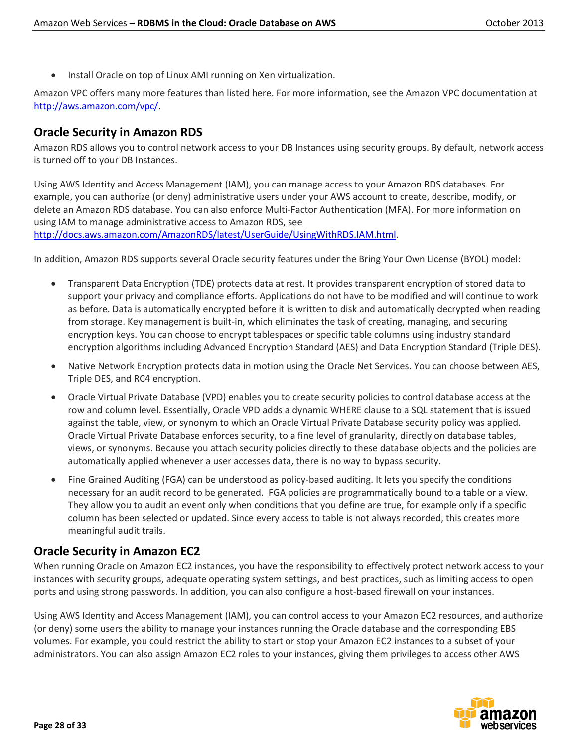- Install Oracle on top of Linux AMI running on Xen virtualization.

Amazon VPC offers many more features than listed here. For more information, see the Amazon VPC documentation at http://aws.amazon.com/vpc/.

## Oracle Security in Amazon RDS

Amazon RDS allows you to control network access to your DB Instances using security groups. By default, network access is turned off to your DB Instances.

Using AWS Identity and Access Management (IAM), you can manage access to your Amazon RDS databases. For example, you can authorize (or deny) administrative users under your AWS account to create, describe, modify, or delete an Amazon RDS database. You can also enforce Multi-Factor Authentication (MFA). For more information on using IAM to manage administrative access to Amazon RDS, see http://docs.aws.amazon.com/AmazonRDS/latest/UserGuide/UsingWithRDS.IAM.html.

In addition, Amazon RDS supports several Oracle security features under the Bring Your Own License (BYOL) model:

- Transparent Data Encryption (TDE) protects data at rest. It provides transparent encryption of stored data to support your privacy and compliance efforts. Applications do not have to be modified and will continue to work as before. Data is automatically encrypted before it is written to disk and automatically decrypted when reading from storage. Key management is built-in, which eliminates the task of creating, managing, and securing encryption keys. You can choose to encrypt tablespaces or specific table columns using industry standard encryption algorithms including Advanced Encryption Standard (AES) and Data Encryption Standard (Triple DES).

- Native Network Encryption protects data in motion using the Oracle Net Services. You can choose between AES, Triple DES, and RC4 encryption.

- Oracle Virtual Private Database (VPD) enables you to create security policies to control database access at the row and column level. Essentially, Oracle VPD adds a dynamic WHERE clause to a SQL statement that is issued against the table, view, or synonym to which an Oracle Virtual Private Database security policy was applied. Oracle Virtual Private Database enforces security, to a fine level of granularity, directly on database tables, views, or synonyms. Because you attach security policies directly to these database objects and the policies are automatically applied whenever a user accesses data, there is no way to bypass security.

- Fine Grained Auditing (FGA) can be understood as policy-based auditing. It lets you specify the conditions necessary for an audit record to be generated. FGA policies are programmatically bound to a table or a view. They allow you to audit an event only when conditions that you define are true, for example only if a specific column has been selected or updated. Since every access to table is not always recorded, this creates more meaningful audit trails.

## Oracle Security in Amazon EC2

When running Oracle on Amazon EC2 instances, you have the responsibility to effectively protect network access to your instances with security groups, adequate operating system settings, and best practices, such as limiting access to open ports and using strong passwords. In addition, you can also configure a host-based firewall on your instances.

Using AWS Identity and Access Management (IAM), you can control access to your Amazon EC2 resources, and authorize (or deny) some users the ability to manage your instances running the Oracle database and the corresponding EBS volumes. For example, you could restrict the ability to start or stop your Amazon EC2 instances to a subset of your administrators. You can also assign Amazon EC2 roles to your instances, giving them privileges to access other AWS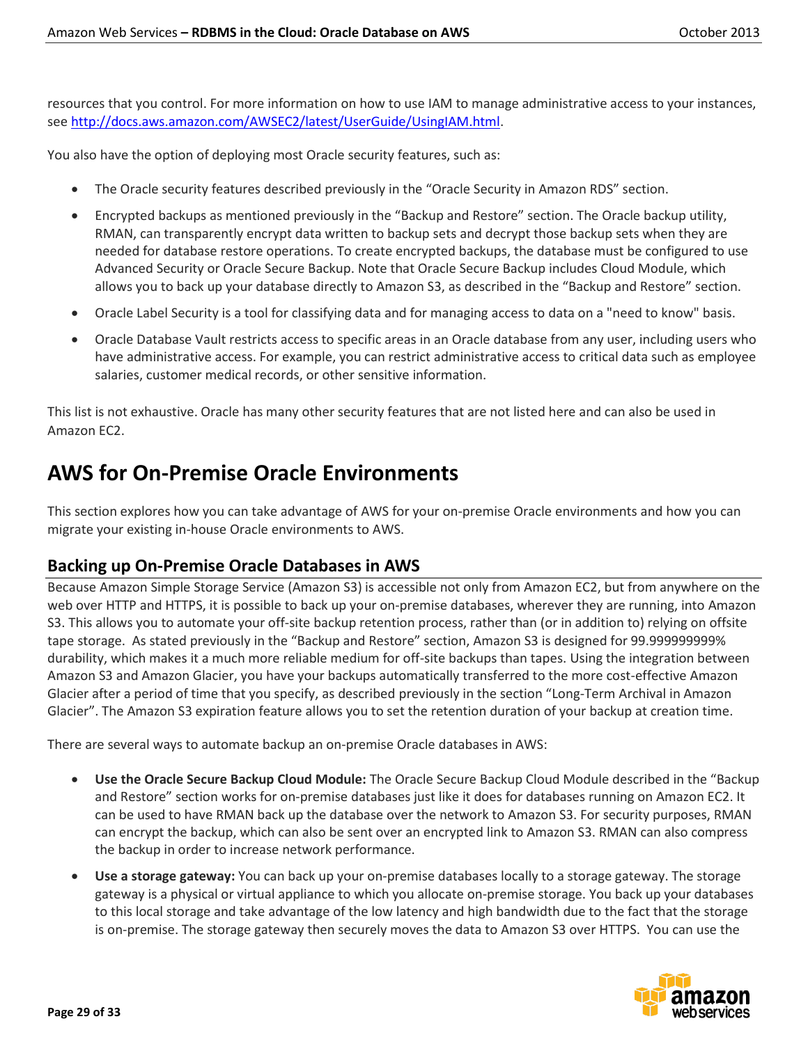resources that you control. For more information on how to use IAM to manage administrative access to your instances, see http://docs.aws.amazon.com/AWSEC2/latest/UserGuide/UsingIAM.html.

You also have the option of deploying most Oracle security features, such as:

- The Oracle security features described previously in the "Oracle Security in Amazon RDS" section.
- Encrypted backups as mentioned previously in the "Backup and Restore" section. The Oracle backup utility, RMAN, can transparently encrypt data written to backup sets and decrypt those backup sets when they are needed for database restore operations. To create encrypted backups, the database must be configured to use Advanced Security or Oracle Secure Backup. Note that Oracle Secure Backup includes Cloud Module, which allows you to back up your database directly to Amazon S3, as described in the "Backup and Restore" section.
- Oracle Label Security is a tool for classifying data and for managing access to data on a "need to know" basis.
- Oracle Database Vault restricts access to specific areas in an Oracle database from any user, including users who have administrative access. For example, you can restrict administrative access to critical data such as employee salaries, customer medical records, or other sensitive information.

This list is not exhaustive. Oracle has many other security features that are not listed here and can also be used in Amazon EC2.

# AWS for On-Premise Oracle Environments

This section explores how you can take advantage of AWS for your on-premise Oracle environments and how you can migrate your existing in-house Oracle environments to AWS.

## Backing up On-Premise Oracle Databases in AWS

Because Amazon Simple Storage Service (Amazon S3) is accessible not only from Amazon EC2, but from anywhere on the web over HTTP and HTTPS, it is possible to back up your on-premise databases, wherever they are running, into Amazon S3. This allows you to automate your off-site backup retention process, rather than (or in addition to) relying on offsite tape storage. As stated previously in the "Backup and Restore" section, Amazon S3 is designed for 99.999999999% durability, which makes it a much more reliable medium for off-site backups than tapes. Using the integration between Amazon S3 and Amazon Glacier, you have your backups automatically transferred to the more cost-effective Amazon Glacier after a period of time that you specify, as described previously in the section "Long-Term Archival in Amazon Glacier". The Amazon S3 expiration feature allows you to set the retention duration of your backup at creation time.

There are several ways to automate backup an on-premise Oracle databases in AWS:

- **Use the Oracle Secure Backup Cloud Module:** The Oracle Secure Backup Cloud Module described in the "Backup and Restore" section works for on-premise databases just like it does for databases running on Amazon EC2. It can be used to have RMAN back up the database over the network to Amazon S3. For security purposes, RMAN can encrypt the backup, which can also be sent over an encrypted link to Amazon S3. RMAN can also compress the backup in order to increase network performance.
- **Use a storage gateway:** You can back up your on-premise databases locally to a storage gateway. The storage gateway is a physical or virtual appliance to which you allocate on-premise storage. You back up your databases to this local storage and take advantage of the low latency and high bandwidth due to the fact that the storage is on-premise. The storage gateway then securely moves the data to Amazon S3 over HTTPS. You can use the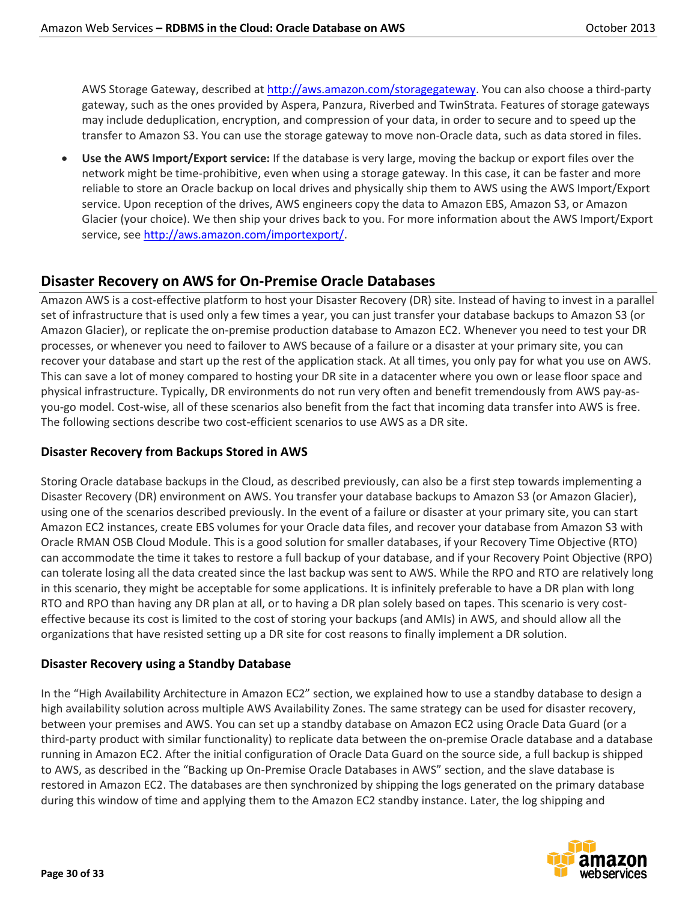AWS Storage Gateway, described at http://aws.amazon.com/storagegateway. You can also choose a third-party gateway, such as the ones provided by Aspera, Panzura, Riverbed and TwinStrata. Features of storage gateways may include deduplication, encryption, and compression of your data, in order to secure and to speed up the transfer to Amazon S3. You can use the storage gateway to move non-Oracle data, such as data stored in files.

- **Use the AWS Import/Export service:** If the database is very large, moving the backup or export files over the network might be time-prohibitive, even when using a storage gateway. In this case, it can be faster and more reliable to store an Oracle backup on local drives and physically ship them to AWS using the AWS Import/Export service. Upon reception of the drives, AWS engineers copy the data to Amazon EBS, Amazon S3, or Amazon Glacier (your choice). We then ship your drives back to you. For more information about the AWS Import/Export service, see http://aws.amazon.com/importexport/.

## Disaster Recovery on AWS for On-Premise Oracle Databases

Amazon AWS is a cost-effective platform to host your Disaster Recovery (DR) site. Instead of having to invest in a parallel set of infrastructure that is used only a few times a year, you can just transfer your database backups to Amazon S3 (or Amazon Glacier), or replicate the on-premise production database to Amazon EC2. Whenever you need to test your DR processes, or whenever you need to failover to AWS because of a failure or a disaster at your primary site, you can recover your database and start up the rest of the application stack. At all times, you only pay for what you use on AWS. This can save a lot of money compared to hosting your DR site in a datacenter where you own or lease floor space and physical infrastructure. Typically, DR environments do not run very often and benefit tremendously from AWS pay-as-you-go model. Cost-wise, all of these scenarios also benefit from the fact that incoming data transfer into AWS is free. The following sections describe two cost-efficient scenarios to use AWS as a DR site.

### Disaster Recovery from Backups Stored in AWS

Storing Oracle database backups in the Cloud, as described previously, can also be a first step towards implementing a Disaster Recovery (DR) environment on AWS. You transfer your database backups to Amazon S3 (or Amazon Glacier), using one of the scenarios described previously. In the event of a failure or disaster at your primary site, you can start Amazon EC2 instances, create EBS volumes for your Oracle data files, and recover your database from Amazon S3 with Oracle RMAN OSB Cloud Module. This is a good solution for smaller databases, if your Recovery Time Objective (RTO) can accommodate the time it takes to restore a full backup of your database, and if your Recovery Point Objective (RPO) can tolerate losing all the data created since the last backup was sent to AWS. While the RPO and RTO are relatively long in this scenario, they might be acceptable for some applications. It is infinitely preferable to have a DR plan with long RTO and RPO than having any DR plan at all, or to having a DR plan solely based on tapes. This scenario is very cost-effective because its cost is limited to the cost of storing your backups (and AMIs) in AWS, and should allow all the organizations that have resisted setting up a DR site for cost reasons to finally implement a DR solution.

### Disaster Recovery using a Standby Database

In the "High Availability Architecture in Amazon EC2" section, we explained how to use a standby database to design a high availability solution across multiple AWS Availability Zones. The same strategy can be used for disaster recovery, between your premises and AWS. You can set up a standby database on Amazon EC2 using Oracle Data Guard (or a third-party product with similar functionality) to replicate data between the on-premise Oracle database and a database running in Amazon EC2. After the initial configuration of Oracle Data Guard on the source side, a full backup is shipped to AWS, as described in the "Backing up On-Premise Oracle Databases in AWS" section, and the slave database is restored in Amazon EC2. The databases are then synchronized by shipping the logs generated on the primary database during this window of time and applying them to the Amazon EC2 standby instance. Later, the log shipping and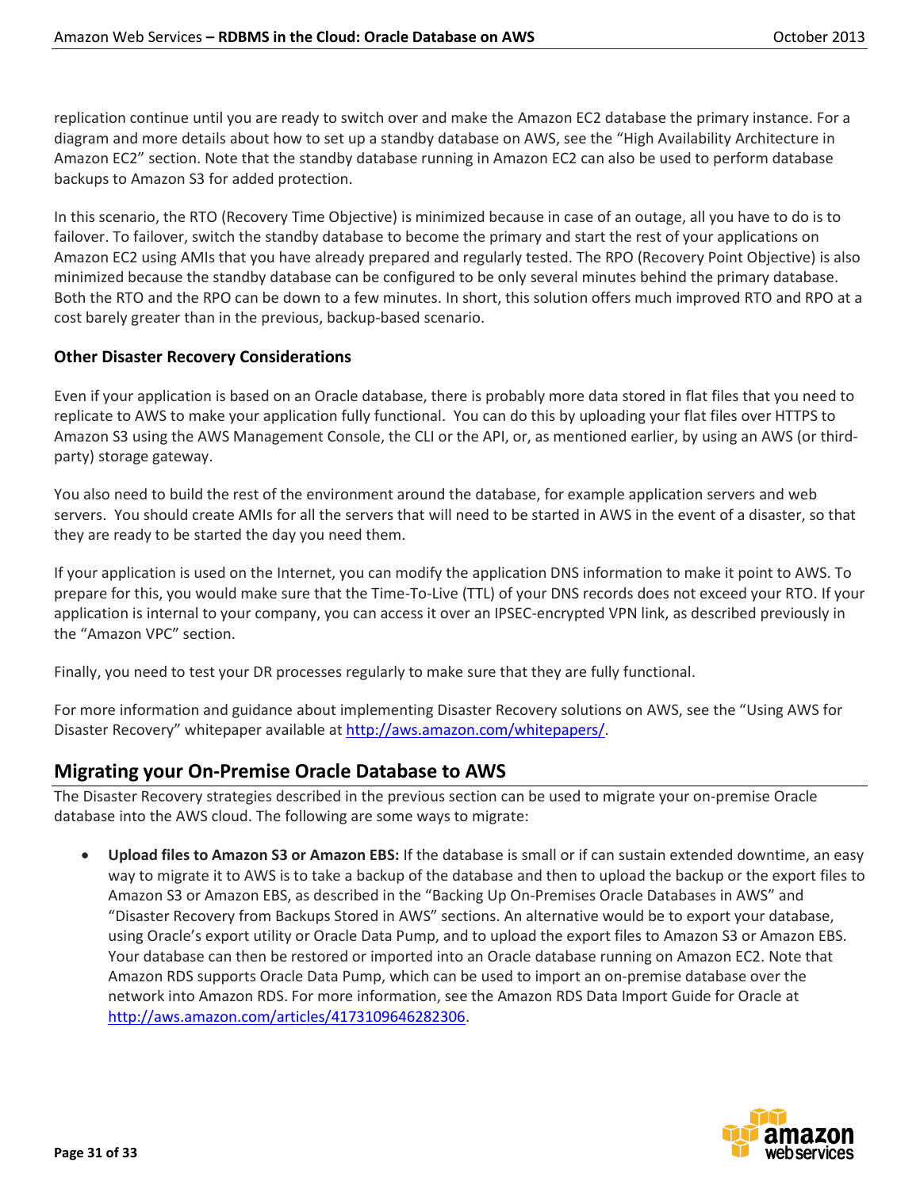replication continue until you are ready to switch over and make the Amazon EC2 database the primary instance. For a diagram and more details about how to set up a standby database on AWS, see the "High Availability Architecture in Amazon EC2" section. Note that the standby database running in Amazon EC2 can also be used to perform database backups to Amazon S3 for added protection.

In this scenario, the RTO (Recovery Time Objective) is minimized because in case of an outage, all you have to do is to failover. To failover, switch the standby database to become the primary and start the rest of your applications on Amazon EC2 using AMIs that you have already prepared and regularly tested. The RPO (Recovery Point Objective) is also minimized because the standby database can be configured to be only several minutes behind the primary database. Both the RTO and the RPO can be down to a few minutes. In short, this solution offers much improved RTO and RPO at a cost barely greater than in the previous, backup-based scenario.

### Other Disaster Recovery Considerations

Even if your application is based on an Oracle database, there is probably more data stored in flat files that you need to replicate to AWS to make your application fully functional. You can do this by uploading your flat files over HTTPS to Amazon S3 using the AWS Management Console, the CLI or the API, or, as mentioned earlier, by using an AWS (or third-party) storage gateway.

You also need to build the rest of the environment around the database, for example application servers and web servers. You should create AMIs for all the servers that will need to be started in AWS in the event of a disaster, so that they are ready to be started the day you need them.

If your application is used on the Internet, you can modify the application DNS information to make it point to AWS. To prepare for this, you would make sure that the Time-To-Live (TTL) of your DNS records does not exceed your RTO. If your application is internal to your company, you can access it over an IPSEC-encrypted VPN link, as described previously in the "Amazon VPC" section.

Finally, you need to test your DR processes regularly to make sure that they are fully functional.

For more information and guidance about implementing Disaster Recovery solutions on AWS, see the "Using AWS for Disaster Recovery" whitepaper available at http://aws.amazon.com/whitepapers/.

## Migrating your On-Premise Oracle Database to AWS

The Disaster Recovery strategies described in the previous section can be used to migrate your on-premise Oracle database into the AWS cloud. The following are some ways to migrate:

- **Upload files to Amazon S3 or Amazon EBS:** If the database is small or if can sustain extended downtime, an easy way to migrate it to AWS is to take a backup of the database and then to upload the backup or the export files to Amazon S3 or Amazon EBS, as described in the "Backing Up On-Premises Oracle Databases in AWS" and "Disaster Recovery from Backups Stored in AWS" sections. An alternative would be to export your database, using Oracle's export utility or Oracle Data Pump, and to upload the export files to Amazon S3 or Amazon EBS. Your database can then be restored or imported into an Oracle database running on Amazon EC2. Note that Amazon RDS supports Oracle Data Pump, which can be used to import an on-premise database over the network into Amazon RDS. For more information, see the Amazon RDS Data Import Guide for Oracle at http://aws.amazon.com/articles/4173109646282306.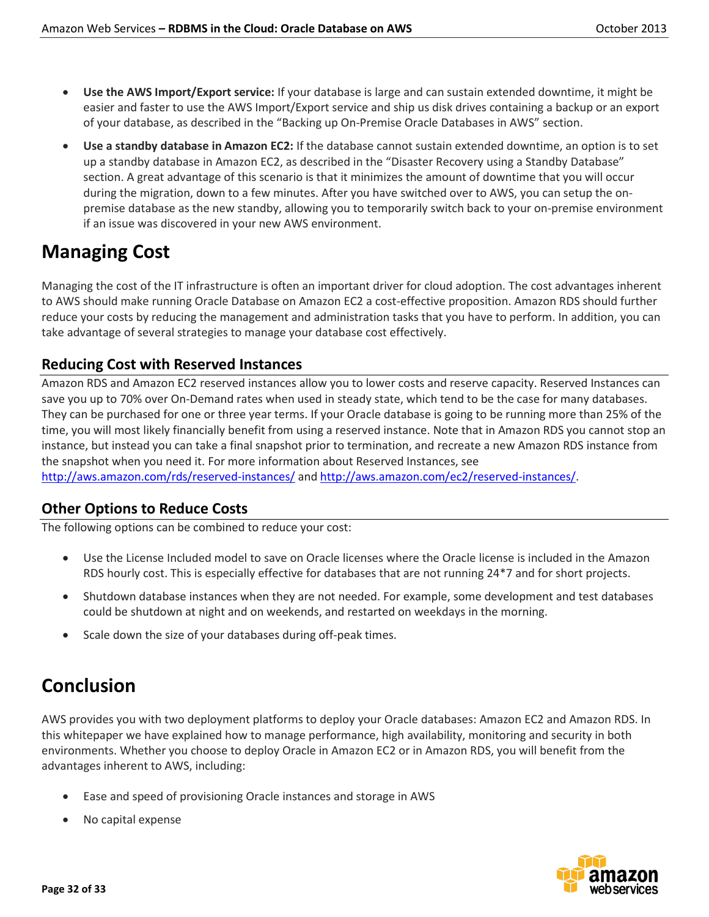- **Use the AWS Import/Export service:** If your database is large and can sustain extended downtime, it might be easier and faster to use the AWS Import/Export service and ship us disk drives containing a backup or an export of your database, as described in the "Backing up On-Premise Oracle Databases in AWS" section.
- **Use a standby database in Amazon EC2:** If the database cannot sustain extended downtime, an option is to set up a standby database in Amazon EC2, as described in the "Disaster Recovery using a Standby Database" section. A great advantage of this scenario is that it minimizes the amount of downtime that you will occur during the migration, down to a few minutes. After you have switched over to AWS, you can setup the on-premise database as the new standby, allowing you to temporarily switch back to your on-premise environment if an issue was discovered in your new AWS environment.

# Managing Cost

Managing the cost of the IT infrastructure is often an important driver for cloud adoption. The cost advantages inherent to AWS should make running Oracle Database on Amazon EC2 a cost-effective proposition. Amazon RDS should further reduce your costs by reducing the management and administration tasks that you have to perform. In addition, you can take advantage of several strategies to manage your database cost effectively.

## Reducing Cost with Reserved Instances

Amazon RDS and Amazon EC2 reserved instances allow you to lower costs and reserve capacity. Reserved Instances can save you up to 70% over On-Demand rates when used in steady state, which tend to be the case for many databases. They can be purchased for one or three year terms. If your Oracle database is going to be running more than 25% of the time, you will most likely financially benefit from using a reserved instance. Note that in Amazon RDS you cannot stop an instance, but instead you can take a final snapshot prior to termination, and recreate a new Amazon RDS instance from the snapshot when you need it. For more information about Reserved Instances, see http://aws.amazon.com/rds/reserved-instances/ and http://aws.amazon.com/ec2/reserved-instances/.

## Other Options to Reduce Costs

The following options can be combined to reduce your cost:

- Use the License Included model to save on Oracle licenses where the Oracle license is included in the Amazon RDS hourly cost. This is especially effective for databases that are not running 24*7 and for short projects.
- Shutdown database instances when they are not needed. For example, some development and test databases could be shutdown at night and on weekends, and restarted on weekdays in the morning.
- Scale down the size of your databases during off-peak times.

# Conclusion

AWS provides you with two deployment platforms to deploy your Oracle databases: Amazon EC2 and Amazon RDS. In this whitepaper we have explained how to manage performance, high availability, monitoring and security in both environments. Whether you choose to deploy Oracle in Amazon EC2 or in Amazon RDS, you will benefit from the advantages inherent to AWS, including:

- Ease and speed of provisioning Oracle instances and storage in AWS
- No capital expense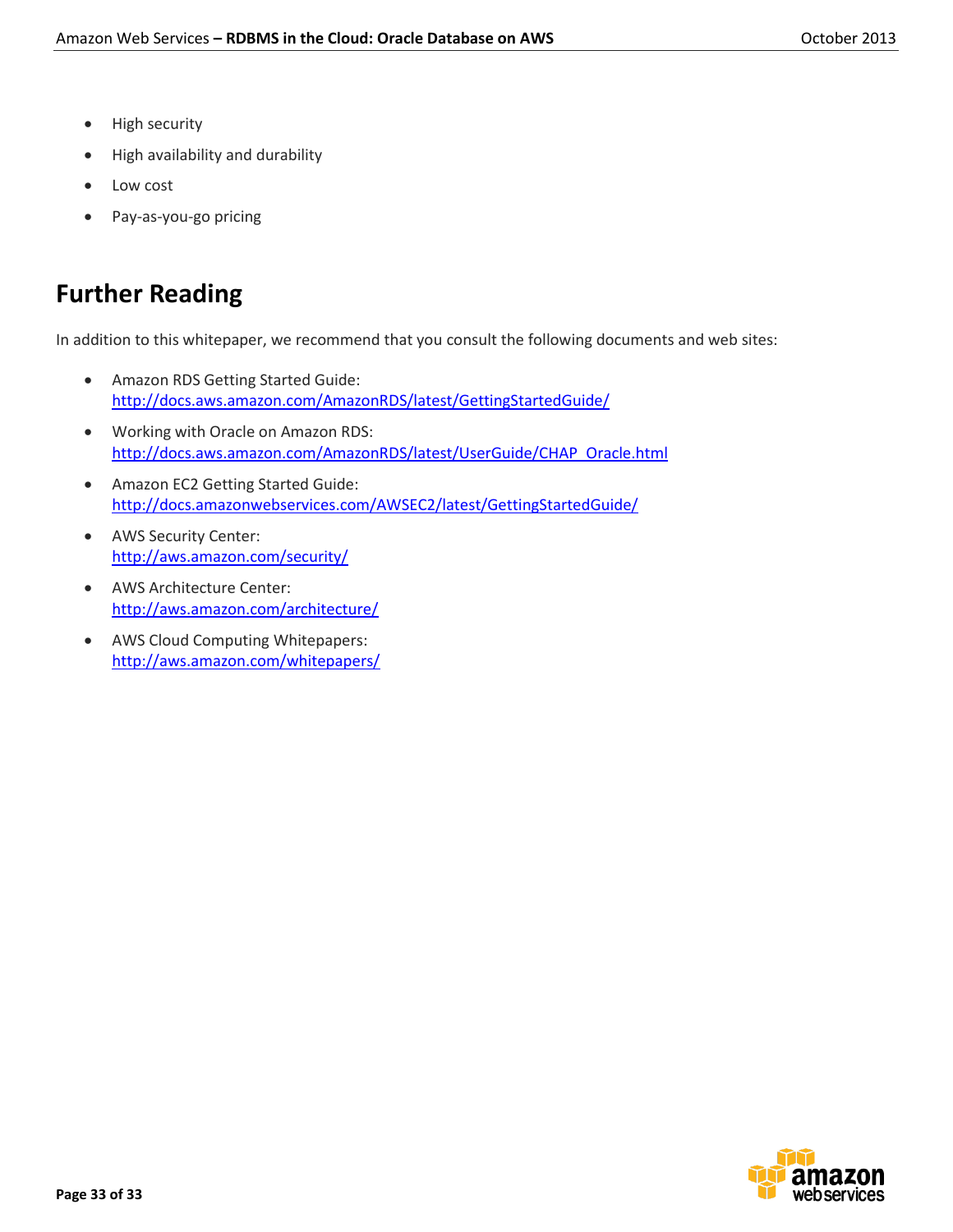- High security
- High availability and durability
- Low cost
- Pay-as-you-go pricing

# Further Reading

In addition to this whitepaper, we recommend that you consult the following documents and web sites:

- Amazon RDS Getting Started Guide: http://docs.aws.amazon.com/AmazonRDS/latest/GettingStartedGuide/
- Working with Oracle on Amazon RDS: http://docs.aws.amazon.com/AmazonRDS/latest/UserGuide/CHAP_Oracle.html
- Amazon EC2 Getting Started Guide: http://docs.amazonwebservices.com/AWSEC2/latest/GettingStartedGuide/
- AWS Security Center: http://aws.amazon.com/security/
- AWS Architecture Center: http://aws.amazon.com/architecture/
- AWS Cloud Computing Whitepapers: http://aws.amazon.com/whitepapers/